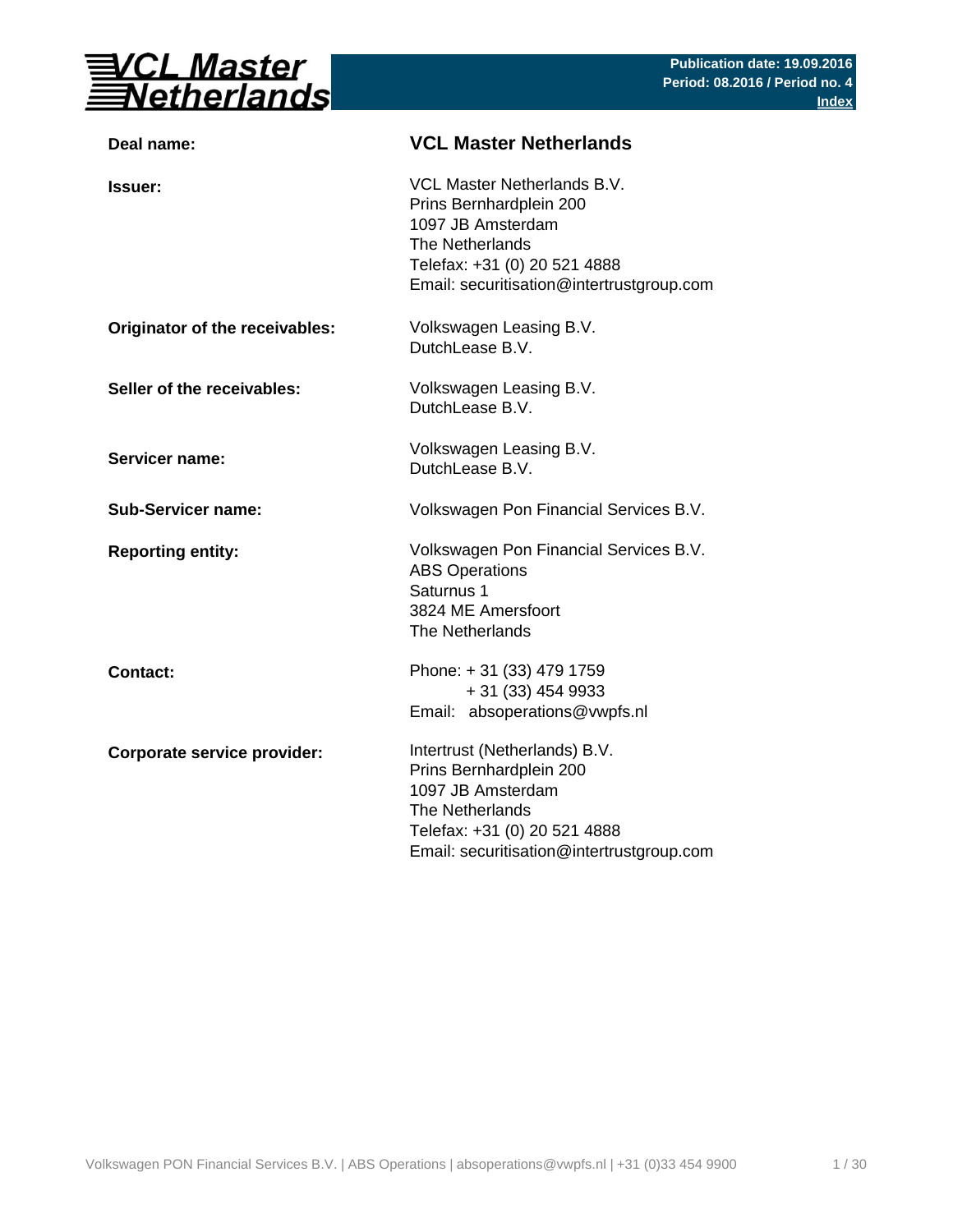# VCL Master Netherlands

**Publication date: 19.09.2016**
**Period: 08.2016 / Period no. 4**
**Index**

| | |
|---|---|
| **Deal name:** | **VCL Master Netherlands** |
| **Issuer:** | VCL Master Netherlands B.V.<br>Prins Bernhardplein 200<br>1097 JB Amsterdam<br>The Netherlands<br>Telefax: +31 (0) 20 521 4888<br>Email: securitisation@intertrustgroup.com |
| **Originator of the receivables:** | Volkswagen Leasing B.V.<br>DutchLease B.V. |
| **Seller of the receivables:** | Volkswagen Leasing B.V.<br>DutchLease B.V. |
| **Servicer name:** | Volkswagen Leasing B.V.<br>DutchLease B.V. |
| **Sub-Servicer name:** | Volkswagen Pon Financial Services B.V. |
| **Reporting entity:** | Volkswagen Pon Financial Services B.V.<br>ABS Operations<br>Saturnus 1<br>3824 ME Amersfoort<br>The Netherlands |
| **Contact:** | Phone: + 31 (33) 479 1759<br>+ 31 (33) 454 9933<br>Email: absoperations@vwpfs.nl |
| **Corporate service provider:** | Intertrust (Netherlands) B.V.<br>Prins Bernhardplein 200<br>1097 JB Amsterdam<br>The Netherlands<br>Telefax: +31 (0) 20 521 4888<br>Email: securitisation@intertrustgroup.com |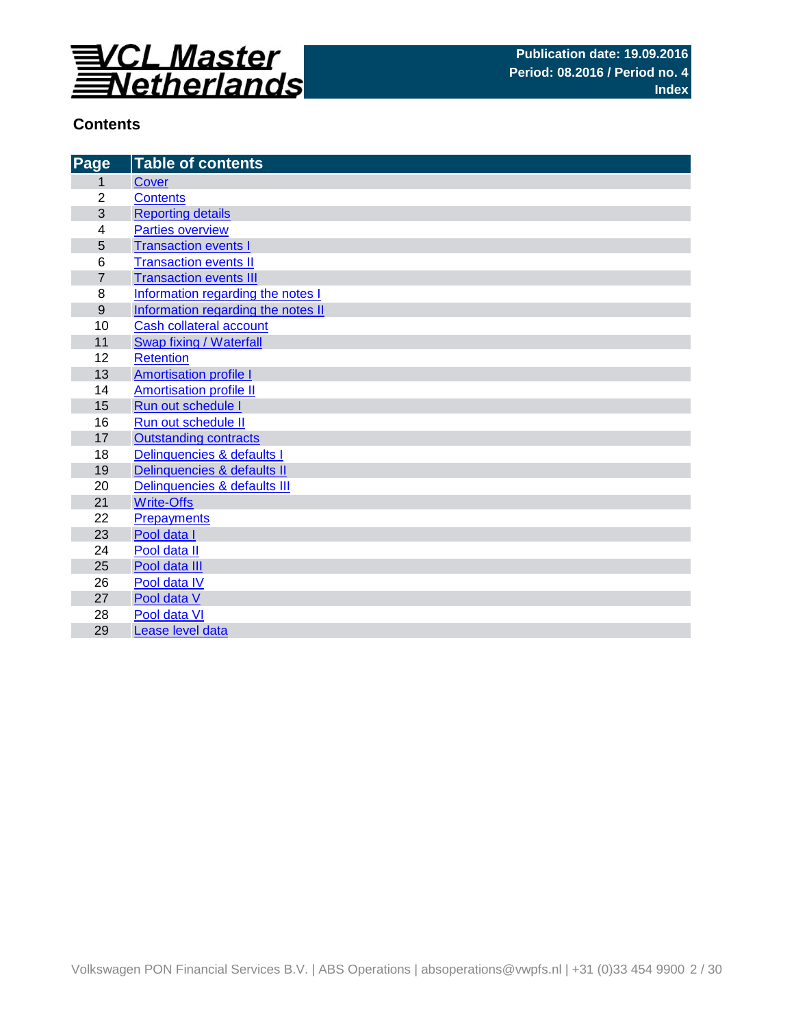VCL Master Netherlands

Publication date: 19.09.2016
Period: 08.2016 / Period no. 4
Index

## Contents

| Page | Table of contents |
|---|---|
| 1 | Cover |
| 2 | Contents |
| 3 | Reporting details |
| 4 | Parties overview |
| 5 | Transaction events I |
| 6 | Transaction events II |
| 7 | Transaction events III |
| 8 | Information regarding the notes I |
| 9 | Information regarding the notes II |
| 10 | Cash collateral account |
| 11 | Swap fixing / Waterfall |
| 12 | Retention |
| 13 | Amortisation profile I |
| 14 | Amortisation profile II |
| 15 | Run out schedule I |
| 16 | Run out schedule II |
| 17 | Outstanding contracts |
| 18 | Delinquencies & defaults I |
| 19 | Delinquencies & defaults II |
| 20 | Delinquencies & defaults III |
| 21 | Write-Offs |
| 22 | Prepayments |
| 23 | Pool data I |
| 24 | Pool data II |
| 25 | Pool data III |
| 26 | Pool data IV |
| 27 | Pool data V |
| 28 | Pool data VI |
| 29 | Lease level data |

Volkswagen PON Financial Services B.V. | ABS Operations | absoperations@vwpfs.nl | +31 (0)33 454 9900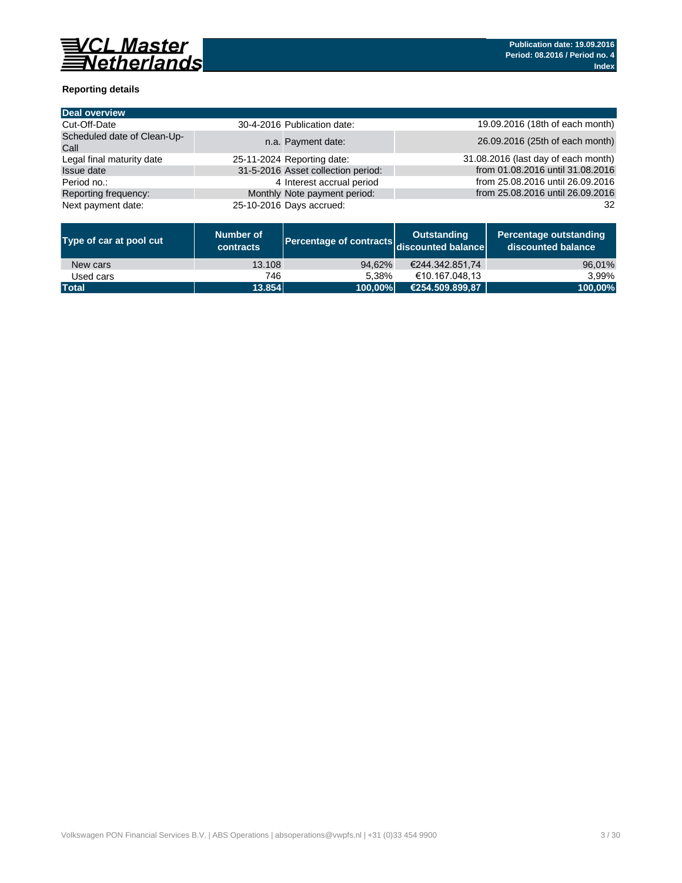**VCL Master Netherlands**

Publication date: 19.09.2016
Period: 08.2016 / Period no. 4
Index

### Reporting details

| Deal overview | | | |
|---|---|---|---|
| Cut-Off-Date | 30-4-2016 | Publication date: | 19.09.2016 (18th of each month) |
| Scheduled date of Clean-Up-Call | n.a. | Payment date: | 26.09.2016 (25th of each month) |
| Legal final maturity date | 25-11-2024 | Reporting date: | 31.08.2016 (last day of each month) |
| Issue date | 31-5-2016 | Asset collection period: | from 01.08.2016 until 31.08.2016 |
| Period no.: | 4 | Interest accrual period | from 25.08.2016 until 26.09.2016 |
| Reporting frequency: | Monthly | Note payment period: | from 25.08.2016 until 26.09.2016 |
| Next payment date: | 25-10-2016 | Days accrued: | 32 |

| Type of car at pool cut | Number of contracts | Percentage of contracts | Outstanding discounted balance | Percentage outstanding discounted balance |
|---|---|---|---|---|
| New cars | 13.108 | 94,62% | €244.342.851,74 | 96,01% |
| Used cars | 746 | 5,38% | €10.167.048,13 | 3,99% |
| **Total** | **13.854** | **100,00%** | **€254.509.899,87** | **100,00%** |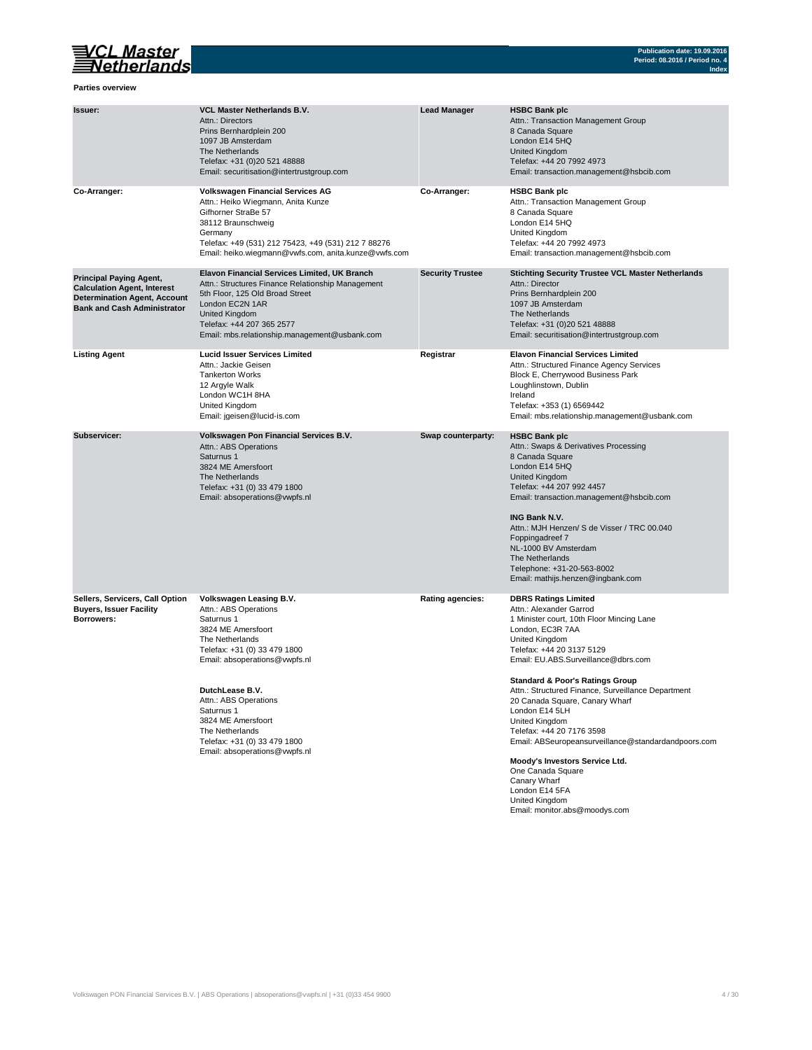**Parties overview**

| | | | |
|---|---|---|---|
| **Issuer:** | **VCL Master Netherlands B.V.**<br>Attn.: Directors<br>Prins Bernhardplein 200<br>1097 JB Amsterdam<br>The Netherlands<br>Telefax: +31 (0)20 521 48888<br>Email: securitisation@intertrustgroup.com | **Lead Manager** | **HSBC Bank plc**<br>Attn.: Transaction Management Group<br>8 Canada Square<br>London E14 5HQ<br>United Kingdom<br>Telefax: +44 20 7992 4973<br>Email: transaction.management@hsbcib.com |
| **Co-Arranger:** | **Volkswagen Financial Services AG**<br>Attn.: Heiko Wiegmann, Anita Kunze<br>Gifhorner StraBe 57<br>38112 Braunschweig<br>Germany<br>Telefax: +49 (531) 212 75423, +49 (531) 212 7 88276<br>Email: heiko.wiegmann@vwfs.com, anita.kunze@vwfs.com | **Co-Arranger:** | **HSBC Bank plc**<br>Attn.: Transaction Management Group<br>8 Canada Square<br>London E14 5HQ<br>United Kingdom<br>Telefax: +44 20 7992 4973<br>Email: transaction.management@hsbcib.com |
| **Principal Paying Agent, Calculation Agent, Interest Determination Agent, Account Bank and Cash Administrator** | **Elavon Financial Services Limited, UK Branch**<br>Attn.: Structures Finance Relationship Management<br>5th Floor, 125 Old Broad Street<br>London EC2N 1AR<br>United Kingdom<br>Telefax: +44 207 365 2577<br>Email: mbs.relationship.management@usbank.com | **Security Trustee** | **Stichting Security Trustee VCL Master Netherlands**<br>Attn.: Director<br>Prins Bernhardplein 200<br>1097 JB Amsterdam<br>The Netherlands<br>Telefax: +31 (0)20 521 48888<br>Email: securitisation@intertrustgroup.com |
| **Listing Agent** | **Lucid Issuer Services Limited**<br>Attn.: Jackie Geisen<br>Tankerton Works<br>12 Argyle Walk<br>London WC1H 8HA<br>United Kingdom<br>Email: jgeisen@lucid-is.com | **Registrar** | **Elavon Financial Services Limited**<br>Attn.: Structured Finance Agency Services<br>Block E, Cherrywood Business Park<br>Loughlinstown, Dublin<br>Ireland<br>Telefax: +353 (1) 6569442<br>Email: mbs.relationship.management@usbank.com |
| **Subservicer:** | **Volkswagen Pon Financial Services B.V.**<br>Attn.: ABS Operations<br>Saturnus 1<br>3824 ME Amersfoort<br>The Netherlands<br>Telefax: +31 (0) 33 479 1800<br>Email: absoperations@vwpfs.nl | **Swap counterparty:** | **HSBC Bank plc**<br>Attn.: Swaps & Derivatives Processing<br>8 Canada Square<br>London E14 5HQ<br>United Kingdom<br>Telefax: +44 207 992 4457<br>Email: transaction.management@hsbcib.com<br><br>**ING Bank N.V.**<br>Attn.: MJH Henzen/ S de Visser / TRC 00.040<br>Foppingadreef 7<br>NL-1000 BV Amsterdam<br>The Netherlands<br>Telephone: +31-20-563-8002<br>Email: mathijs.henzen@ingbank.com |
| **Sellers, Servicers, Call Option Buyers, Issuer Facility Borrowers:** | **Volkswagen Leasing B.V.**<br>Attn.: ABS Operations<br>Saturnus 1<br>3824 ME Amersfoort<br>The Netherlands<br>Telefax: +31 (0) 33 479 1800<br>Email: absoperations@vwpfs.nl<br><br>**DutchLease B.V.**<br>Attn.: ABS Operations<br>Saturnus 1<br>3824 ME Amersfoort<br>The Netherlands<br>Telefax: +31 (0) 33 479 1800<br>Email: absoperations@vwpfs.nl | **Rating agencies:** | **DBRS Ratings Limited**<br>Attn.: Alexander Garrod<br>1 Minister court, 10th Floor Mincing Lane<br>London, EC3R 7AA<br>United Kingdom<br>Telefax: +44 20 3137 5129<br>Email: EU.ABS.Surveillance@dbrs.com<br><br>**Standard & Poor's Ratings Group**<br>Attn.: Structured Finance, Surveillance Department<br>20 Canada Square, Canary Wharf<br>London E14 5LH<br>United Kingdom<br>Telefax: +44 20 7176 3598<br>Email: ABSeuropeansurveillance@standardandpoors.com<br><br>**Moody's Investors Service Ltd.**<br>One Canada Square<br>Canary Wharf<br>London E14 5FA<br>United Kingdom<br>Email: monitor.abs@moodys.com |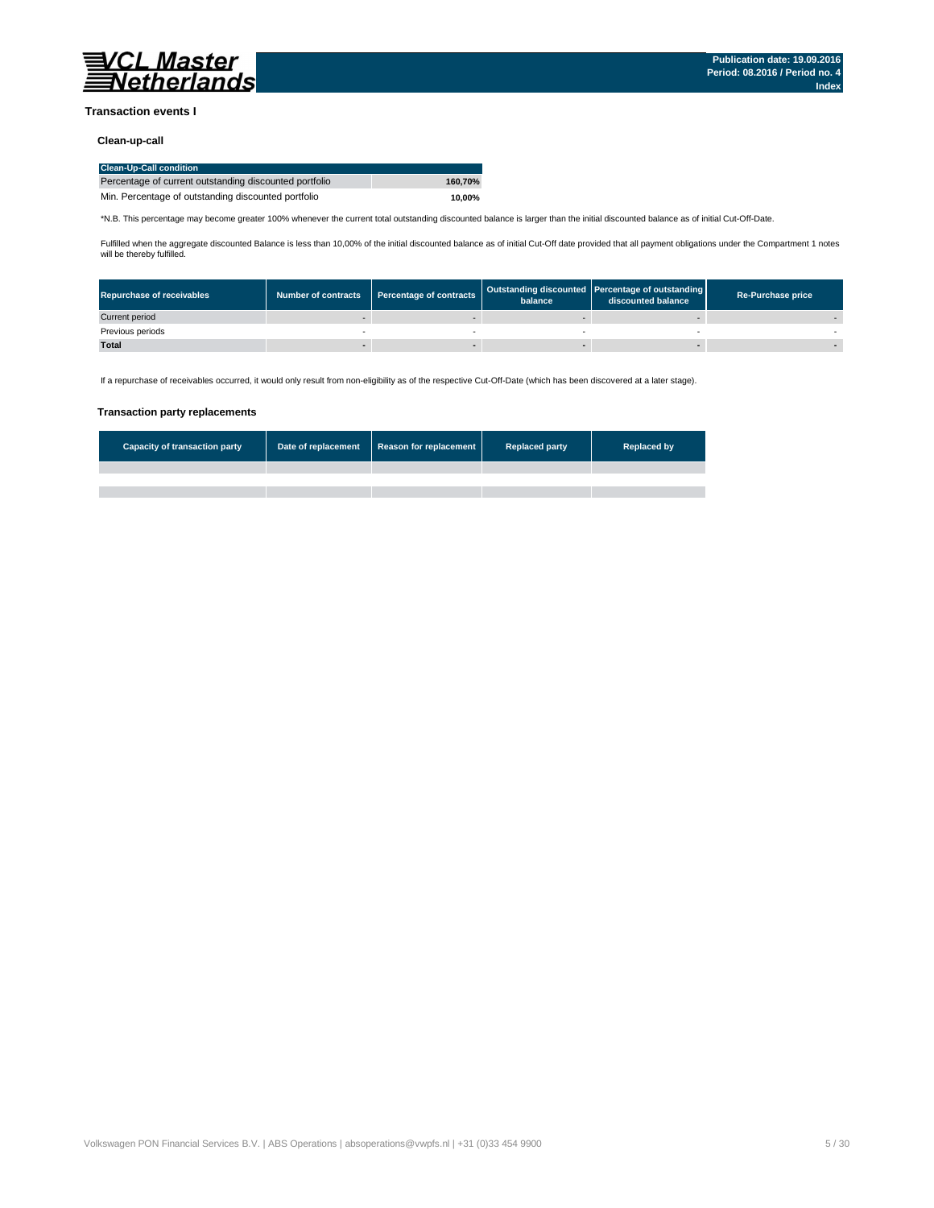# Transaction events I

## Clean-up-call

| Clean-Up-Call condition | |
|---|---|
| Percentage of current outstanding discounted portfolio | **160,70%** |
| Min. Percentage of outstanding discounted portfolio | **10,00%** |

*N.B. This percentage may become greater 100% whenever the current total outstanding discounted balance is larger than the initial discounted balance as of initial Cut-Off-Date.

Fulfilled when the aggregate discounted Balance is less than 10,00% of the initial discounted balance as of initial Cut-Off date provided that all payment obligations under the Compartment 1 notes will be thereby fulfilled.

| Repurchase of receivables | Number of contracts | Percentage of contracts | Outstanding discounted balance | Percentage of outstanding discounted balance | Re-Purchase price |
|---|---|---|---|---|---|
| Current period | - | - | - | - | - |
| Previous periods | - | - | - | - | - |
| **Total** | **-** | **-** | **-** | **-** | **-** |

If a repurchase of receivables occurred, it would only result from non-eligibility as of the respective Cut-Off-Date (which has been discovered at a later stage).

## Transaction party replacements

| Capacity of transaction party | Date of replacement | Reason for replacement | Replaced party | Replaced by |
|---|---|---|---|---|
| | | | | |
| | | | | |
| | | | | |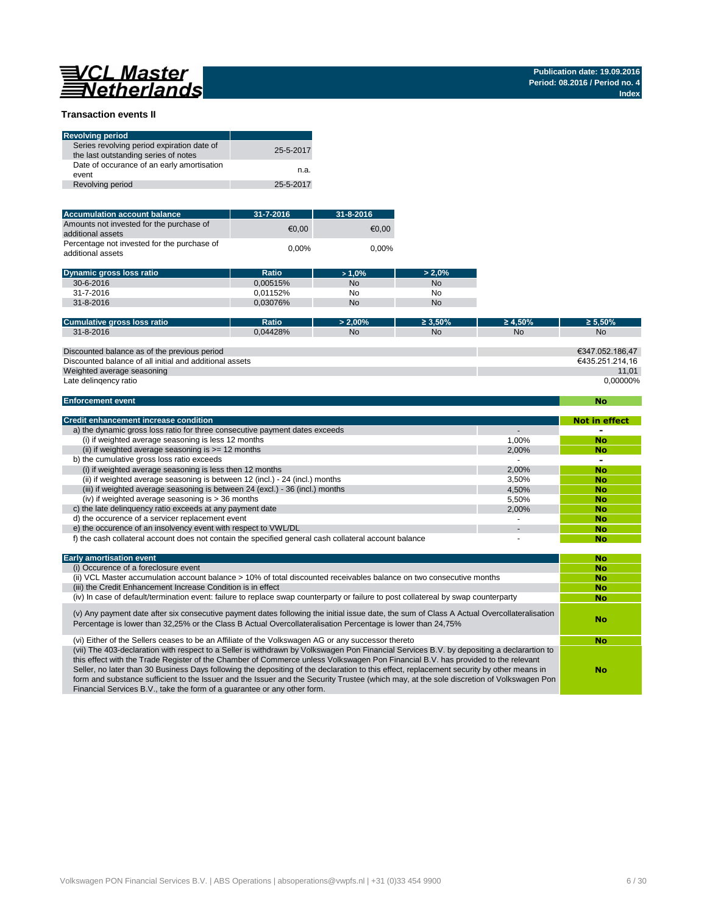**Publication date: 19.09.2016**
**Period: 08.2016 / Period no. 4**
**Index**

## Transaction events II

| Revolving period | |
|---|---|
| Series revolving period expiration date of the last outstanding series of notes | 25-5-2017 |
| Date of occurance of an early amortisation event | n.a. |
| Revolving period | 25-5-2017 |

| Accumulation account balance | 31-7-2016 | 31-8-2016 |
|---|---|---|
| Amounts not invested for the purchase of additional assets | €0,00 | €0,00 |
| Percentage not invested for the purchase of additional assets | 0,00% | 0,00% |

| Dynamic gross loss ratio | Ratio | > 1,0% | > 2,0% |
|---|---|---|---|
| 30-6-2016 | 0,00515% | No | No |
| 31-7-2016 | 0,01152% | No | No |
| 31-8-2016 | 0,03076% | No | No |

| Cumulative gross loss ratio | Ratio | > 2,00% | ≥ 3,50% | ≥ 4,50% | ≥ 5,50% |
|---|---|---|---|---|---|
| 31-8-2016 | 0,04428% | No | No | No | No |

| | |
|---|---|
| Discounted balance as of the previous period | €347.052.186,47 |
| Discounted balance of all initial and additional assets | €435.251.214,16 |
| Weighted average seasoning | 11,01 |
| Late delinqency ratio | 0,00000% |

| Enforcement event | No |
|---|---|

| Credit enhancement increase condition | | Not in effect |
|---|---|---|
| a) the dynamic gross loss ratio for three consecutive payment dates exceeds | - | - |
| (i) if weighted average seasoning is less 12 months | 1,00% | No |
| (ii) if weighted average seasoning is >= 12 months | 2,00% | No |
| b) the cumulative gross loss ratio exceeds | - | - |
| (i) if weighted average seasoning is less then 12 months | 2,00% | No |
| (ii) if weighted average seasoning is between 12 (incl.) - 24 (incl.) months | 3,50% | No |
| (iii) if weighted average seasoning is between 24 (excl.) - 36 (incl.) months | 4,50% | No |
| (iv) if weighted average seasoning is > 36 months | 5,50% | No |
| c) the late delinquency ratio exceeds at any payment date | 2,00% | No |
| d) the occurence of a servicer replacement event | - | No |
| e) the occurence of an insolvency event with respect to VWL/DL | - | No |
| f) the cash collateral account does not contain the specified general cash collateral account balance | - | No |

| Early amortisation event | No |
|---|---|
| (i) Occurence of a foreclosure event | No |
| (ii) VCL Master accumulation account balance > 10% of total discounted receivables balance on two consecutive months | No |
| (iii) the Credit Enhancement Increase Condition is in effect | No |
| (iv) In case of default/termination event: failure to replace swap counterparty or failure to post collatereal by swap counterparty | No |
| (v) Any payment date after six consecutive payment dates following the initial issue date, the sum of Class A Actual Overcollateralisation Percentage is lower than 32,25% or the Class B Actual Overcollateralisation Percentage is lower than 24,75% | No |
| (vi) Either of the Sellers ceases to be an Affiliate of the Volkswagen AG or any successor thereto | No |
| (vii) The 403-declaration with respect to a Seller is withdrawn by Volkswagen Pon Financial Services B.V. by depositing a declarartion to this effect with the Trade Register of the Chamber of Commerce unless Volkswagen Pon Financial B.V. has provided to the relevant Seller, no later than 30 Business Days following the depositing of the declaration to this effect, replacement security by other means in form and substance sufficient to the Issuer and the Issuer and the Security Trustee (which may, at the sole discretion of Volkswagen Pon Financial Services B.V., take the form of a guarantee or any other form. | No |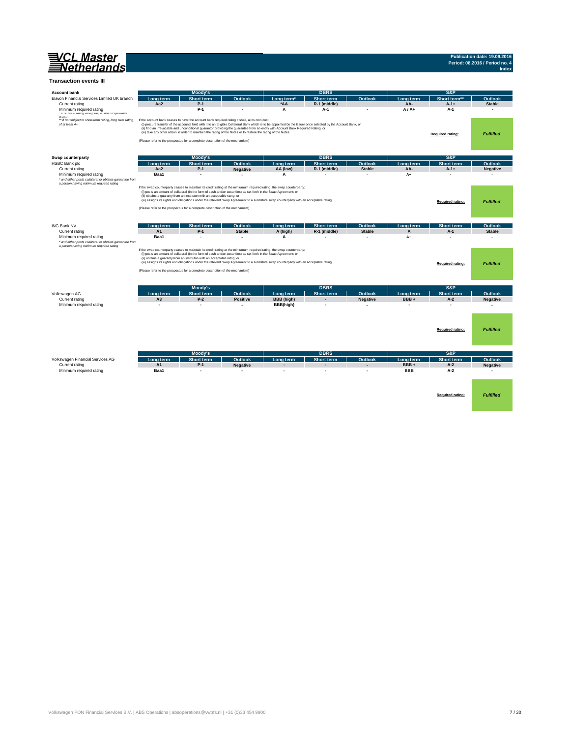# VCL Master Netherlands

**Publication date: 19.09.2016**
**Period: 08.2016 / Period no. 4**
**Index**

## Transaction events III

**Account bank**

| | Moody's | | | DBRS | | | S&P | | |
|---|---|---|---|---|---|---|---|---|---|
| Elavon Financial Services Limited UK branch | Long term | Short term | Outlook | Long term* | Short term | Outlook | Long term | Short term** | Outlook |
| Current rating | Aa2 | P-1 | | *AA | R-1 (middle) | | AA- | A-1+ | Stable |
| Minimum required rating | | P-1 | - | A | A-1 | - | A / A+ | A-1 | - |

*\* If no such rating assigned, a DBRS Equivalent Rating*
*\*\* If not subject to short-term rating, long term rating of at least A+*

If the account bank ceases to have the account bank required rating it shall, at its own cost,
(i) procure transfer of the accounts held with it to an Eligible Collateral Bank which is to be appointed by the Issuer once selected by the Account Bank, or
(ii) find an irrevocable and unconditional guarantor providing the guarantee from an entity with Account Bank Required Rating, or
(iii) take any other action in order to maintain the rating of the Notes or to restore the rating of the Notes.

(Please refer to the prospectus for a complete description of the mechanism)

**Required rating:** *Fulfilled*

**Swap counterparty**

| | Moody's | | | DBRS | | | S&P | | |
|---|---|---|---|---|---|---|---|---|---|
| HSBC Bank plc | Long term | Short term | Outlook | Long term | Short term | Outlook | Long term | Short term | Outlook |
| Current rating | Aa2 | P-1 | Negative | AA (low) | R-1 (middle) | Stable | AA- | A-1+ | Negative |
| Minimum required rating | Baa1 | - | - | A | - | - | A+ | - | - |

*\* and either posts collateral or obtains garuantee from a person having minimum required rating*

If the swap counterparty ceases to maintain its credit rating at the miniumum required rating, the swap counterparty:
(i) posts an amount of collateral (in the form of cash and/or securities) as set forth in the Swap Agreement; or
(ii) obtains a guaranty from an instituton with an acceptable ratng; or
(iii) assigns its rights and obligations under the relevant Swap Agreement to a substitute swap counterparty with an acceptable rating.

(Please refer to the prospectus for a complete description of the mechanism)

**Required rating:** *Fulfilled*

| | Moody's | | | DBRS | | | S&P | | |
|---|---|---|---|---|---|---|---|---|---|
| ING Bank NV | Long term | Short term | Outlook | Long term | Short term | Outlook | Long term | Short term | Outlook |
| Current rating | A1 | P-1 | Stable | A (high) | R-1 (middle) | Stable | A | A-1 | Stable |
| Minimum required rating | Baa1 | - | - | A | - | - | A+ | - | - |

*\* and either posts collateral or obtains garuantee from a person having minimum required rating*

If the swap counterparty ceases to maintain its credit rating at the miniumum required rating, the swap counterparty:
(i) posts an amount of collateral (in the form of cash and/or securities) as set forth in the Swap Agreement; or
(ii) obtains a guaranty from an instituton with an acceptable ratng; or
(iii) assigns its rights and obligations under the relevant Swap Agreement to a substitute swap counterparty with an acceptable rating.

(Please refer to the prospectus for a complete description of the mechanism)

**Required rating:** *Fulfilled*

| | Moody's | | | DBRS | | | S&P | | |
|---|---|---|---|---|---|---|---|---|---|
| Volkswagen AG | Long term | Short term | Outlook | Long term | Short term | Outlook | Long term | Short term | Outlook |
| Current rating | A3 | P-2 | Positive | BBB (high) | - | Negative | BBB + | A-2 | Negative |
| Minimum required rating | - | - | - | BBB(high) | - | - | - | - | - |

**Required rating:** *Fulfilled*

| | Moody's | | | DBRS | | | S&P | | |
|---|---|---|---|---|---|---|---|---|---|
| Volkswagen Financial Services AG | Long term | Short term | Outlook | Long term | Short term | Outlook | Long term | Short term | Outlook |
| Current rating | A1 | P-1 | Negative | - | - | - | BBB + | A-2 | Negative |
| Minimum required rating | Baa1 | - | - | - | - | - | BBB | A-2 | - |

**Required rating:** *Fulfilled*

Volkswagen PON Financial Services B.V. | ABS Operations | absoperations@vwpfs.nl | +31 (0)33 454 9900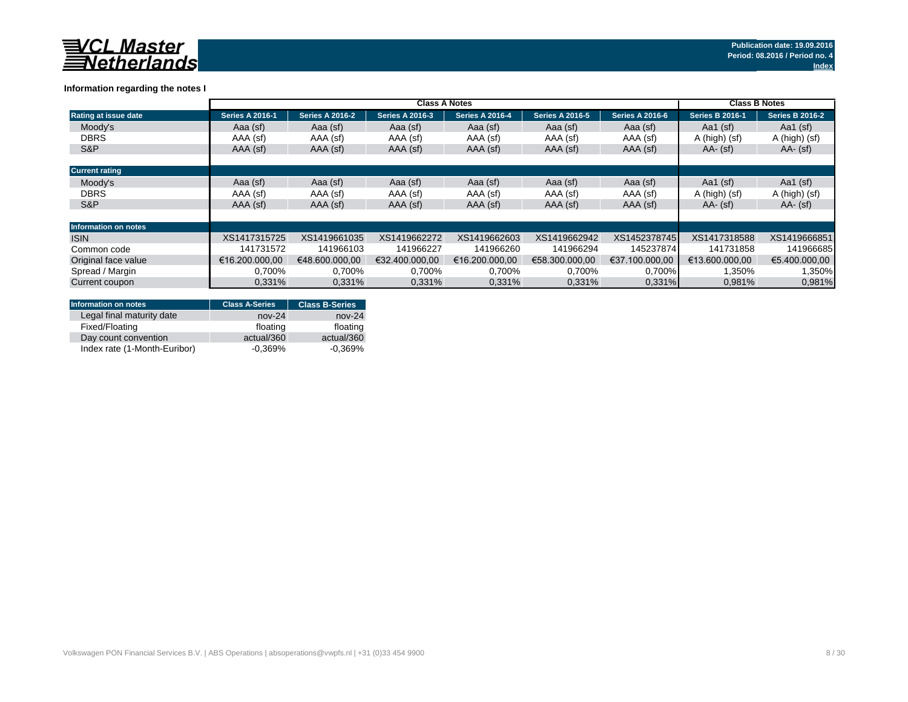**Publication date: 19.09.2016**
**Period: 08.2016 / Period no. 4**
**Index**

### Information regarding the notes I

| | Class A Notes | | | | | | Class B Notes | |
|---|---|---|---|---|---|---|---|---|
| **Rating at issue date** | **Series A 2016-1** | **Series A 2016-2** | **Series A 2016-3** | **Series A 2016-4** | **Series A 2016-5** | **Series A 2016-6** | **Series B 2016-1** | **Series B 2016-2** |
| Moody's | Aaa (sf) | Aaa (sf) | Aaa (sf) | Aaa (sf) | Aaa (sf) | Aaa (sf) | Aa1 (sf) | Aa1 (sf) |
| DBRS | AAA (sf) | AAA (sf) | AAA (sf) | AAA (sf) | AAA (sf) | AAA (sf) | A (high) (sf) | A (high) (sf) |
| S&P | AAA (sf) | AAA (sf) | AAA (sf) | AAA (sf) | AAA (sf) | AAA (sf) | AA- (sf) | AA- (sf) |
| **Current rating** | | | | | | | | |
| Moody's | Aaa (sf) | Aaa (sf) | Aaa (sf) | Aaa (sf) | Aaa (sf) | Aaa (sf) | Aa1 (sf) | Aa1 (sf) |
| DBRS | AAA (sf) | AAA (sf) | AAA (sf) | AAA (sf) | AAA (sf) | AAA (sf) | A (high) (sf) | A (high) (sf) |
| S&P | AAA (sf) | AAA (sf) | AAA (sf) | AAA (sf) | AAA (sf) | AAA (sf) | AA- (sf) | AA- (sf) |
| **Information on notes** | | | | | | | | |
| ISIN | XS1417315725 | XS1419661035 | XS1419662272 | XS1419662603 | XS1419662942 | XS1452378745 | XS1417318588 | XS1419666851 |
| Common code | 141731572 | 141966103 | 141966227 | 141966260 | 141966294 | 145237874 | 141731858 | 141966685 |
| Original face value | €16.200.000,00 | €48.600.000,00 | €32.400.000,00 | €16.200.000,00 | €58.300.000,00 | €37.100.000,00 | €13.600.000,00 | €5.400.000,00 |
| Spread / Margin | 0,700% | 0,700% | 0,700% | 0,700% | 0,700% | 0,700% | 1,350% | 1,350% |
| Current coupon | 0,331% | 0,331% | 0,331% | 0,331% | 0,331% | 0,331% | 0,981% | 0,981% |

| Information on notes | Class A-Series | Class B-Series |
|---|---|---|
| Legal final maturity date | nov-24 | nov-24 |
| Fixed/Floating | floating | floating |
| Day count convention | actual/360 | actual/360 |
| Index rate (1-Month-Euribor) | -0,369% | -0,369% |

Volkswagen PON Financial Services B.V. | ABS Operations | absoperations@vwpfs.nl | +31 (0)33 454 9900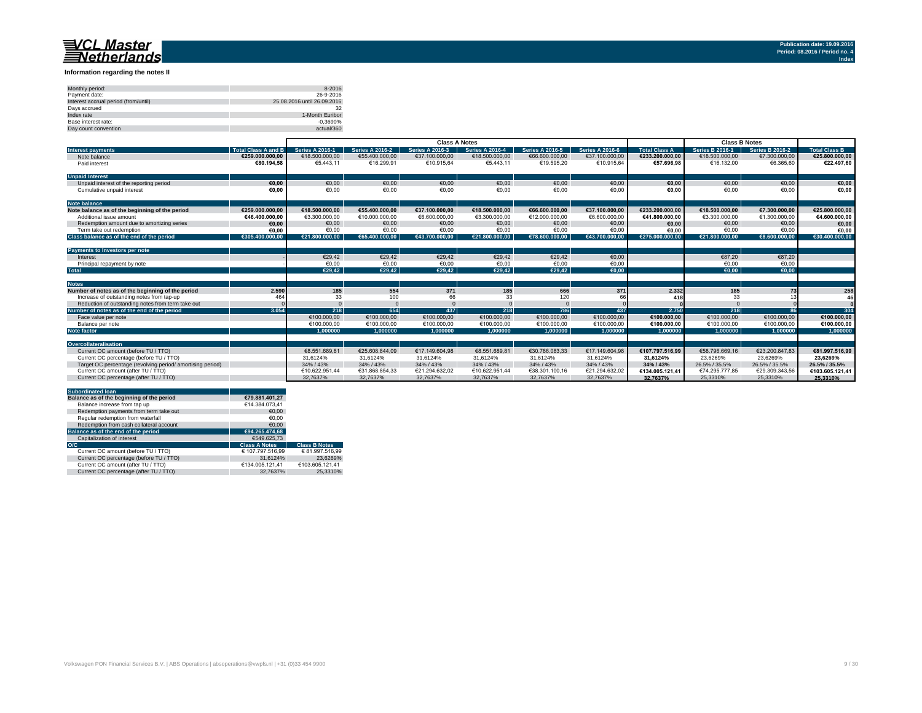### Information regarding the notes II

| | |
|---|---|
| Monthly period: | 8-2016 |
| Payment date: | 26-9-2016 |
| Interest accrual period (from/until) | 25.08.2016 until 26.09.2016 |
| Days accrued | 32 |
| Index rate | 1-Month Euribor |
| Base interest rate: | -0,3690% |
| Day count convention | actual/360 |

| | | Class A Notes | | | | | | | Class B Notes | | |
|---|---|---|---|---|---|---|---|---|---|---|---|
| **Interest payments** | **Total Class A and B** | **Series A 2016-1** | **Series A 2016-2** | **Series A 2016-3** | **Series A 2016-4** | **Series A 2016-5** | **Series A 2016-6** | **Total Class A** | **Series B 2016-1** | **Series B 2016-2** | **Total Class B** |
| Note balance | €259.000.000,00 | €18.500.000,00 | €55.400.000,00 | €37.100.000,00 | €18.500.000,00 | €66.600.000,00 | €37.100.000,00 | €233.200.000,00 | €18.500.000,00 | €7.300.000,00 | €25.800.000,00 |
| Paid interest | €80.194,58 | €5.443,11 | €16.299,91 | €10.915,64 | €5.443,11 | €19.595,20 | €10.915,64 | €57.696,98 | €16.132,00 | €6.365,60 | €22.497,60 |
| **Unpaid Interest** | | | | | | | | | | | |
| Unpaid interest of the reporting period | €0,00 | €0,00 | €0,00 | €0,00 | €0,00 | €0,00 | €0,00 | €0,00 | €0,00 | €0,00 | €0,00 |
| Cumulative unpaid interest | €0,00 | €0,00 | €0,00 | €0,00 | €0,00 | €0,00 | €0,00 | €0,00 | €0,00 | €0,00 | €0,00 |
| **Note balance** | | | | | | | | | | | |
| Note balance as of the beginning of the period | €259.000.000,00 | €18.500.000,00 | €55.400.000,00 | €37.100.000,00 | €18.500.000,00 | €66.600.000,00 | €37.100.000,00 | €233.200.000,00 | €18.500.000,00 | €7.300.000,00 | €25.800.000,00 |
| Additional issue amount | €46.400.000,00 | €3.300.000,00 | €10.000.000,00 | €6.600.000,00 | €3.300.000,00 | €12.000.000,00 | €6.600.000,00 | €41.800.000,00 | €3.300.000,00 | €1.300.000,00 | €4.600.000,00 |
| Redemption amount due to amortizing series | €0,00 | €0,00 | €0,00 | €0,00 | €0,00 | €0,00 | €0,00 | €0,00 | €0,00 | €0,00 | €0,00 |
| Term take out redemption | €0,00 | €0,00 | €0,00 | €0,00 | €0,00 | €0,00 | €0,00 | €0,00 | €0,00 | €0,00 | €0,00 |
| **Class balance as of the end of the period** | €305.400.000,00 | €21.800.000,00 | €65.400.000,00 | €43.700.000,00 | €21.800.000,00 | €78.600.000,00 | €43.700.000,00 | €275.000.000,00 | €21.800.000,00 | €8.600.000,00 | €30.400.000,00 |
| **Payments to Investors per note** | | | | | | | | | | | |
| Interest | - | €29,42 | €29,42 | €29,42 | €29,42 | €29,42 | €0,00 | | €87,20 | €87,20 | |
| Principal repayment by note | - | €0,00 | €0,00 | €0,00 | €0,00 | €0,00 | €0,00 | | €0,00 | €0,00 | |
| **Total** | | €29,42 | €29,42 | €29,42 | €29,42 | €29,42 | €0,00 | | €0,00 | €0,00 | |
| **Notes** | | | | | | | | | | | |
| Number of notes as of the beginning of the period | 2.590 | 185 | 554 | 371 | 185 | 666 | 371 | 2.332 | 185 | 73 | 258 |
| Increase of outstanding notes from tap-up | 464 | 33 | 100 | 66 | 33 | 120 | 66 | 418 | 33 | 13 | 46 |
| Reduction of outstanding notes from term take out | 0 | 0 | 0 | 0 | 0 | 0 | 0 | 0 | 0 | 0 | 0 |
| **Number of notes as of the end of the period** | 3.054 | 218 | 654 | 437 | 218 | 786 | 437 | 2.750 | 218 | 86 | 304 |
| Face value per note | | €100.000,00 | €100.000,00 | €100.000,00 | €100.000,00 | €100.000,00 | €100.000,00 | €100.000,00 | €100.000,00 | €100.000,00 | €100.000,00 |
| Balance per note | | €100.000,00 | €100.000,00 | €100.000,00 | €100.000,00 | €100.000,00 | €100.000,00 | €100.000,00 | €100.000,00 | €100.000,00 | €100.000,00 |
| **Note factor** | | 1,000000 | 1,000000 | 1,000000 | 1,000000 | 1,000000 | 1,000000 | 1,000000 | 1,000000 | 1,000000 | 1,000000 |
| **Overcollateralisation** | | | | | | | | | | | |
| Current OC amount (before TU / TTO) | | €8.551.689,81 | €25.608.844,09 | €17.149.604,98 | €8.551.689,81 | €30.786.083,33 | €17.149.604,98 | €107.797.516,99 | €58.796.669,16 | €23.200.847,83 | €81.997.516,99 |
| Current OC percentage (before TU / TTO) | | 31,6124% | 31,6124% | 31,6124% | 31,6124% | 31,6124% | 31,6124% | 31,6124% | 23,6269% | 23,6269% | 23,6269% |
| Target OC percentage (revolving period/ amortising period) | | 34% / 43% | 34% / 43% | 34% / 43% | 34% / 43% | 34% / 43% | 34% / 43% | 34% / 43% | 26.5% / 35.5% | 26.5% / 35.5% | 26.5% / 35.5% |
| Current OC amount (after TU / TTO) | | €10.622.951,44 | €31.868.854,33 | €21.294.632,02 | €10.622.951,44 | €38.301.100,16 | €21.294.632,02 | €134.005.121,41 | €74.295.777,85 | €29.309.343,56 | €103.605.121,41 |
| Current OC percentage (after TU / TTO) | | 32,7637% | 32,7637% | 32,7637% | 32,7637% | 32,7637% | 32,7637% | 32,7637% | 25,3310% | 25,3310% | 25,3310% |

| **Subordinated loan** | | |
|---|---|---|
| **Balance as of the beginning of the period** | €79.881.401,27 | |
| Balance increase from tap up | €14.384.073,41 | |
| Redemption payments from term take out | €0,00 | |
| Regular redemption from waterfall | €0,00 | |
| Redemption from cash collateral account | €0,00 | |
| **Balance as of the end of the period** | €94.265.474,68 | |
| Capitalization of interest | €549.625,73 | |
| **O/C** | **Class A Notes** | **Class B Notes** |
| Current OC amount (before TU / TTO) | € 107.797.516,99 | € 81.997.516,99 |
| Current OC percentage (before TU / TTO) | 31,6124% | 23,6269% |
| Current OC amount (after TU / TTO) | €134.005.121,41 | €103.605.121,41 |
| Current OC percentage (after TU / TTO) | 32,7637% | 25,3310% |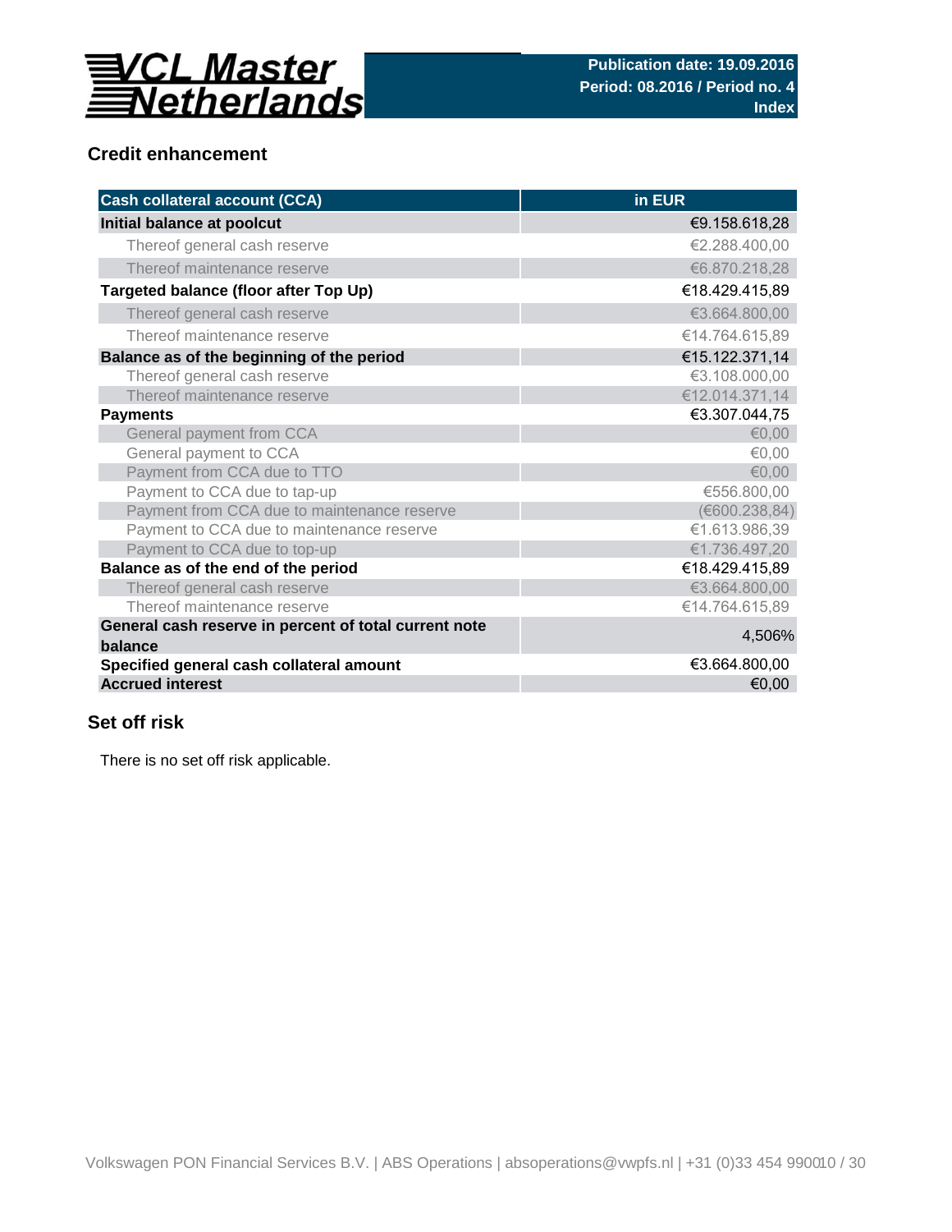## Credit enhancement

| Cash collateral account (CCA) | in EUR |
|---|---|
| **Initial balance at poolcut** | €9.158.618,28 |
| Thereof general cash reserve | €2.288.400,00 |
| Thereof maintenance reserve | €6.870.218,28 |
| **Targeted balance (floor after Top Up)** | €18.429.415,89 |
| Thereof general cash reserve | €3.664.800,00 |
| Thereof maintenance reserve | €14.764.615,89 |
| **Balance as of the beginning of the period** | €15.122.371,14 |
| Thereof general cash reserve | €3.108.000,00 |
| Thereof maintenance reserve | €12.014.371,14 |
| **Payments** | €3.307.044,75 |
| General payment from CCA | €0,00 |
| General payment to CCA | €0,00 |
| Payment from CCA due to TTO | €0,00 |
| Payment to CCA due to tap-up | €556.800,00 |
| Payment from CCA due to maintenance reserve | (€600.238,84) |
| Payment to CCA due to maintenance reserve | €1.613.986,39 |
| Payment to CCA due to top-up | €1.736.497,20 |
| **Balance as of the end of the period** | €18.429.415,89 |
| Thereof general cash reserve | €3.664.800,00 |
| Thereof maintenance reserve | €14.764.615,89 |
| **General cash reserve in percent of total current note balance** | 4,506% |
| **Specified general cash collateral amount** | €3.664.800,00 |
| **Accrued interest** | €0,00 |

## Set off risk

There is no set off risk applicable.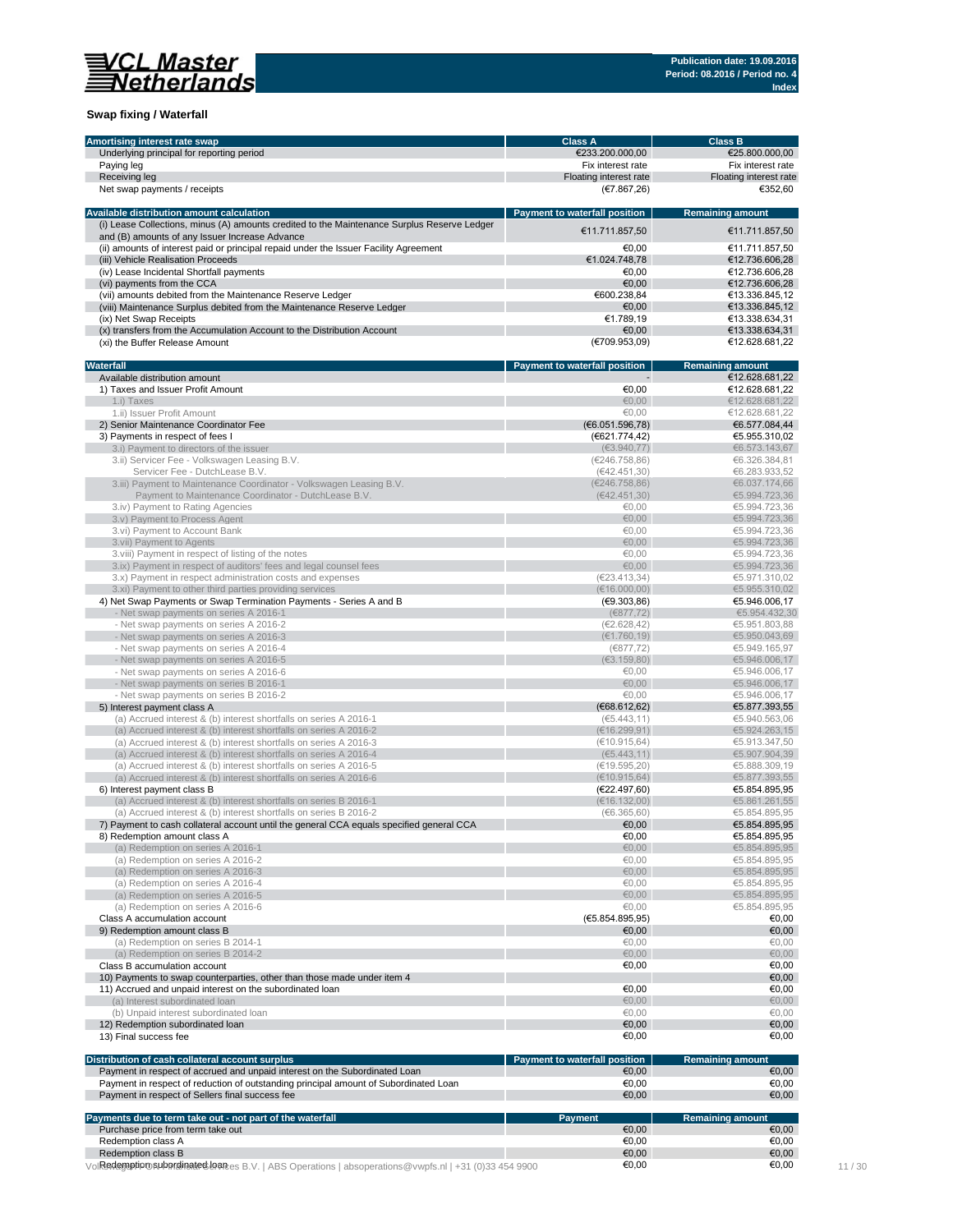## Swap fixing / Waterfall

| Amortising interest rate swap | Class A | Class B |
|---|---|---|
| Underlying principal for reporting period | €233.200.000,00 | €25.800.000,00 |
| Paying leg | Fix interest rate | Fix interest rate |
| Receiving leg | Floating interest rate | Floating interest rate |
| Net swap payments / receipts | (€7.867,26) | €352,60 |

| Available distribution amount calculation | Payment to waterfall position | Remaining amount |
|---|---|---|
| (i) Lease Collections, minus (A) amounts credited to the Maintenance Surplus Reserve Ledger and (B) amounts of any Issuer Increase Advance | €11.711.857,50 | €11.711.857,50 |
| (ii) amounts of interest paid or principal repaid under the Issuer Facility Agreement | €0,00 | €11.711.857,50 |
| (iii) Vehicle Realisation Proceeds | €1.024.748,78 | €12.736.606,28 |
| (iv) Lease Incidental Shortfall payments | €0,00 | €12.736.606,28 |
| (vi) payments from the CCA | €0,00 | €12.736.606,28 |
| (vii) amounts debited from the Maintenance Reserve Ledger | €600.238,84 | €13.336.845,12 |
| (viii) Maintenance Surplus debited from the Maintenance Reserve Ledger | €0,00 | €13.336.845,12 |
| (ix) Net Swap Receipts | €1.789,19 | €13.338.634,31 |
| (x) transfers from the Accumulation Account to the Distribution Account | €0,00 | €13.338.634,31 |
| (xi) the Buffer Release Amount | (€709.953,09) | €12.628.681,22 |

| Waterfall | Payment to waterfall position | Remaining amount |
|---|---|---|
| Available distribution amount | - | €12.628.681,22 |
| 1) Taxes and Issuer Profit Amount | €0,00 | €12.628.681,22 |
| 1.i) Taxes | €0,00 | €12.628.681,22 |
| 1.ii) Issuer Profit Amount | €0,00 | €12.628.681,22 |
| 2) Senior Maintenance Coordinator Fee | (€6.051.596,78) | €6.577.084,44 |
| 3) Payments in respect of fees I | (€621.774,42) | €5.955.310,02 |
| 3.i) Payment to directors of the issuer | (€3.940,77) | €6.573.143,67 |
| 3.ii) Servicer Fee - Volkswagen Leasing B.V. | (€246.758,86) | €6.326.384,81 |
| Servicer Fee - DutchLease B.V. | (€42.451,30) | €6.283.933,52 |
| 3.iii) Payment to Maintenance Coordinator - Volkswagen Leasing B.V. | (€246.758,86) | €6.037.174,66 |
| Payment to Maintenance Coordinator - DutchLease B.V. | (€42.451,30) | €5.994.723,36 |
| 3.iv) Payment to Rating Agencies | €0,00 | €5.994.723,36 |
| 3.v) Payment to Process Agent | €0,00 | €5.994.723,36 |
| 3.vi) Payment to Account Bank | €0,00 | €5.994.723,36 |
| 3.vii) Payment to Agents | €0,00 | €5.994.723,36 |
| 3.viii) Payment in respect of listing of the notes | €0,00 | €5.994.723,36 |
| 3.ix) Payment in respect of auditors' fees and legal counsel fees | €0,00 | €5.994.723,36 |
| 3.x) Payment in respect administration costs and expenses | (€23.413,34) | €5.971.310,02 |
| 3.xi) Payment to other third parties providing services | (€16.000,00) | €5.955.310,02 |
| 4) Net Swap Payments or Swap Termination Payments - Series A and B | (€9.303,86) | €5.946.006,17 |
| - Net swap payments on series A 2016-1 | (€877,72) | €5.954.432,30 |
| - Net swap payments on series A 2016-2 | (€2.628,42) | €5.951.803,88 |
| - Net swap payments on series A 2016-3 | (€1.760,19) | €5.950.043,69 |
| - Net swap payments on series A 2016-4 | (€877,72) | €5.949.165,97 |
| - Net swap payments on series A 2016-5 | (€3.159,80) | €5.946.006,17 |
| - Net swap payments on series A 2016-6 | €0,00 | €5.946.006,17 |
| - Net swap payments on series B 2016-1 | €0,00 | €5.946.006,17 |
| - Net swap payments on series B 2016-2 | €0,00 | €5.946.006,17 |
| 5) Interest payment class A | (€68.612,62) | €5.877.393,55 |
| (a) Accrued interest & (b) interest shortfalls on series A 2016-1 | (€5.443,11) | €5.940.563,06 |
| (a) Accrued interest & (b) interest shortfalls on series A 2016-2 | (€16.299,91) | €5.924.263,15 |
| (a) Accrued interest & (b) interest shortfalls on series A 2016-3 | (€10.915,64) | €5.913.347,50 |
| (a) Accrued interest & (b) interest shortfalls on series A 2016-4 | (€5.443,11) | €5.907.904,39 |
| (a) Accrued interest & (b) interest shortfalls on series A 2016-5 | (€19.595,20) | €5.888.309,19 |
| (a) Accrued interest & (b) interest shortfalls on series A 2016-6 | (€10.915,64) | €5.877.393,55 |
| 6) Interest payment class B | (€22.497,60) | €5.854.895,95 |
| (a) Accrued interest & (b) interest shortfalls on series B 2016-1 | (€16.132,00) | €5.861.261,55 |
| (a) Accrued interest & (b) interest shortfalls on series B 2016-2 | (€6.365,60) | €5.854.895,95 |
| 7) Payment to cash collateral account until the general CCA equals specified general CCA | €0,00 | €5.854.895,95 |
| 8) Redemption amount class A | €0,00 | €5.854.895,95 |
| (a) Redemption on series A 2016-1 | €0,00 | €5.854.895,95 |
| (a) Redemption on series A 2016-2 | €0,00 | €5.854.895,95 |
| (a) Redemption on series A 2016-3 | €0,00 | €5.854.895,95 |
| (a) Redemption on series A 2016-4 | €0,00 | €5.854.895,95 |
| (a) Redemption on series A 2016-5 | €0,00 | €5.854.895,95 |
| (a) Redemption on series A 2016-6 | €0,00 | €5.854.895,95 |
| Class A accumulation account | (€5.854.895,95) | €0,00 |
| 9) Redemption amount class B | €0,00 | €0,00 |
| (a) Redemption on series B 2014-1 | €0,00 | €0,00 |
| (a) Redemption on series B 2014-2 | €0,00 | €0,00 |
| Class B accumulation account | €0,00 | €0,00 |
| 10) Payments to swap counterparties, other than those made under item 4 | | €0,00 |
| 11) Accrued and unpaid interest on the subordinated loan | €0,00 | €0,00 |
| (a) Interest subordinated loan | €0,00 | €0,00 |
| (b) Unpaid interest subordinated loan | €0,00 | €0,00 |
| 12) Redemption subordinated loan | €0,00 | €0,00 |
| 13) Final success fee | €0,00 | €0,00 |

| Distribution of cash collateral account surplus | Payment to waterfall position | Remaining amount |
|---|---|---|
| Payment in respect of accrued and unpaid interest on the Subordinated Loan | €0,00 | €0,00 |
| Payment in respect of reduction of outstanding principal amount of Subordinated Loan | €0,00 | €0,00 |
| Payment in respect of Sellers final success fee | €0,00 | €0,00 |

| Payments due to term take out - not part of the waterfall | Payment | Remaining amount |
|---|---|---|
| Purchase price from term take out | €0,00 | €0,00 |
| Redemption class A | €0,00 | €0,00 |
| Redemption class B | €0,00 | €0,00 |
| Redemption subordinated loan | €0,00 | €0,00 |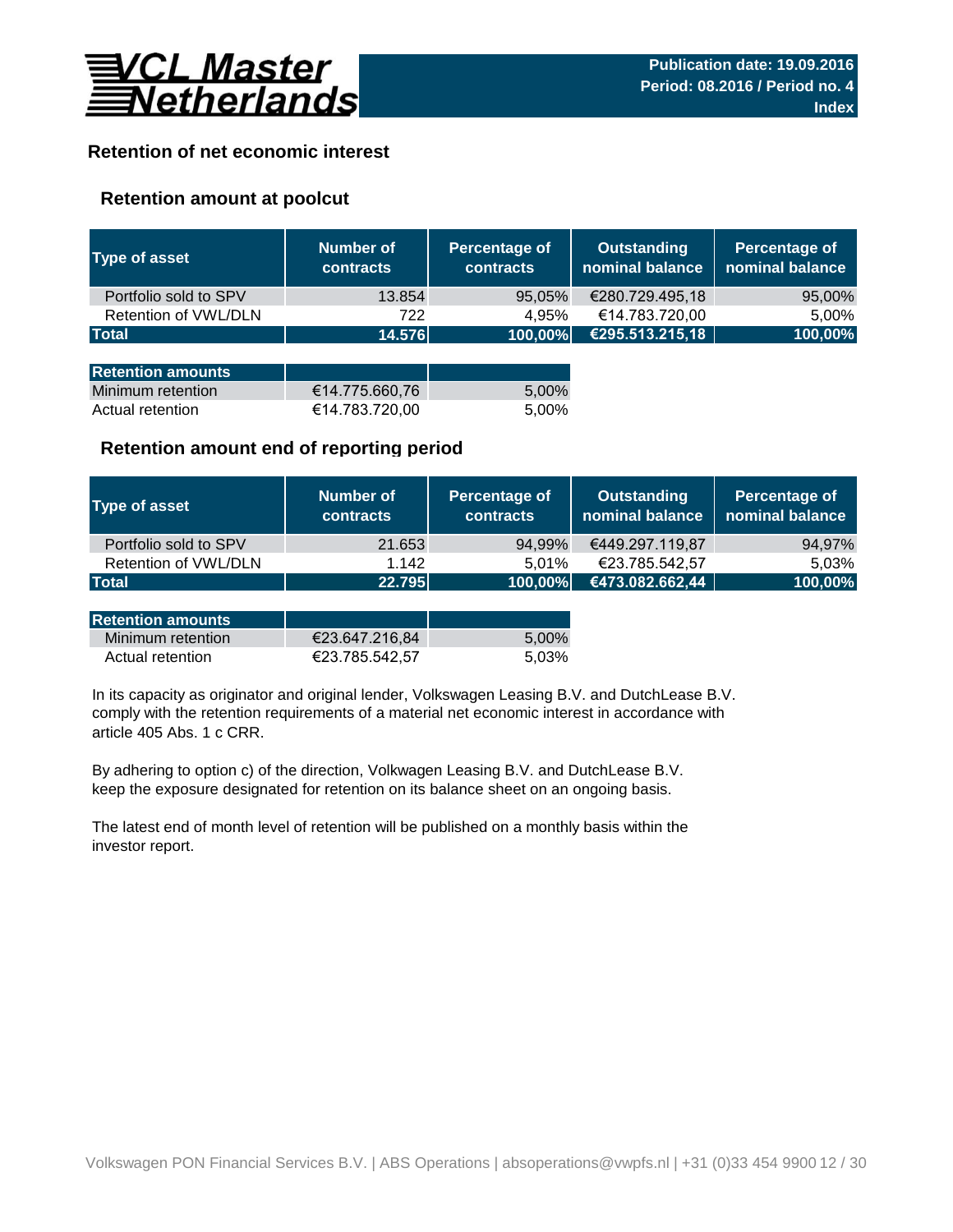VCL Master Netherlands

**Publication date: 19.09.2016**
**Period: 08.2016 / Period no. 4**
**Index**

## Retention of net economic interest

### Retention amount at poolcut

| Type of asset | Number of contracts | Percentage of contracts | Outstanding nominal balance | Percentage of nominal balance |
|---|---|---|---|---|
| Portfolio sold to SPV | 13.854 | 95,05% | €280.729.495,18 | 95,00% |
| Retention of VWL/DLN | 722 | 4,95% | €14.783.720,00 | 5,00% |
| **Total** | **14.576** | **100,00%** | **€295.513.215,18** | **100,00%** |

| Retention amounts | | |
|---|---|---|
| Minimum retention | €14.775.660,76 | 5,00% |
| Actual retention | €14.783.720,00 | 5,00% |

### Retention amount end of reporting period

| Type of asset | Number of contracts | Percentage of contracts | Outstanding nominal balance | Percentage of nominal balance |
|---|---|---|---|---|
| Portfolio sold to SPV | 21.653 | 94,99% | €449.297.119,87 | 94,97% |
| Retention of VWL/DLN | 1.142 | 5,01% | €23.785.542,57 | 5,03% |
| **Total** | **22.795** | **100,00%** | **€473.082.662,44** | **100,00%** |

| Retention amounts | | |
|---|---|---|
| Minimum retention | €23.647.216,84 | 5,00% |
| Actual retention | €23.785.542,57 | 5,03% |

In its capacity as originator and original lender, Volkswagen Leasing B.V. and DutchLease B.V. comply with the retention requirements of a material net economic interest in accordance with article 405 Abs. 1 c CRR.

By adhering to option c) of the direction, Volkwagen Leasing B.V. and DutchLease B.V. keep the exposure designated for retention on its balance sheet on an ongoing basis.

The latest end of month level of retention will be published on a monthly basis within the investor report.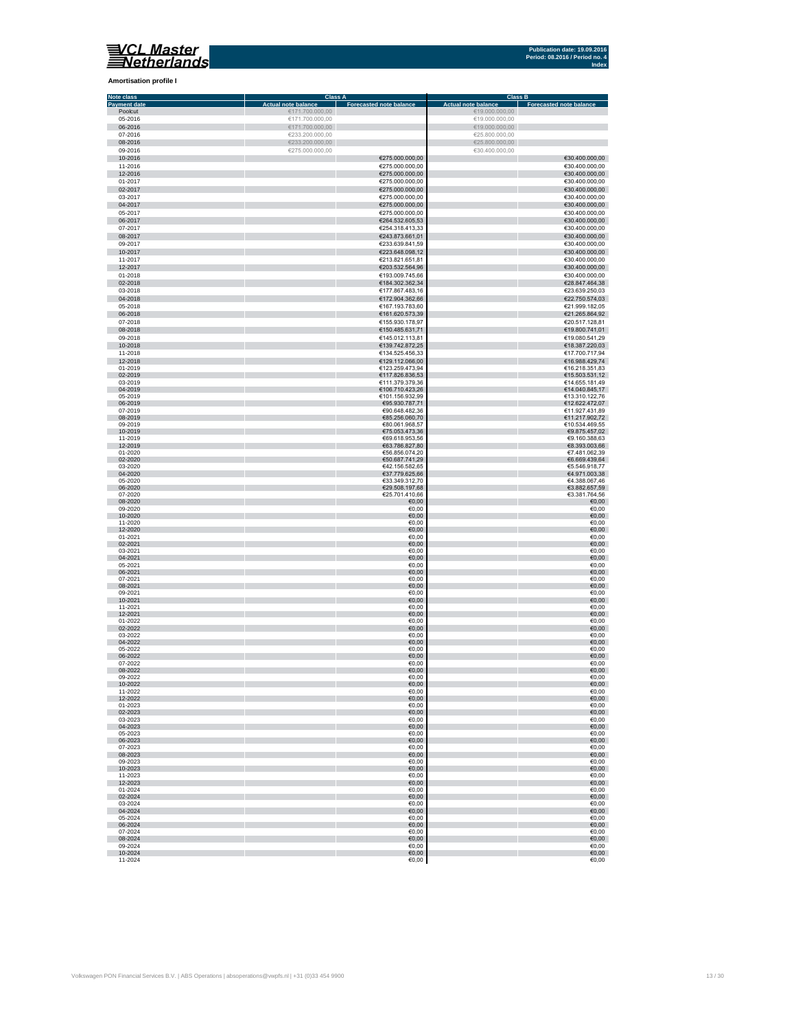VCL Master Netherlands

Publication date: 19.09.2016
Period: 08.2016 / Period no. 4
Index

**Amortisation profile I**

| Note class | Class A | | Class B | |
|---|---|---|---|---|
| Payment date | Actual note balance | Forecasted note balance | Actual note balance | Forecasted note balance |
| Poolcut | €171.700.000,00 | | €19.000.000,00 | |
| 05-2016 | €171.700.000,00 | | €19.000.000,00 | |
| 06-2016 | €171.700.000,00 | | €19.000.000,00 | |
| 07-2016 | €233.200.000,00 | | €25.800.000,00 | |
| 08-2016 | €233.200.000,00 | | €25.800.000,00 | |
| 09-2016 | €275.000.000,00 | | €30.400.000,00 | |
| 10-2016 | | €275.000.000,00 | | €30.400.000,00 |
| 11-2016 | | €275.000.000,00 | | €30.400.000,00 |
| 12-2016 | | €275.000.000,00 | | €30.400.000,00 |
| 01-2017 | | €275.000.000,00 | | €30.400.000,00 |
| 02-2017 | | €275.000.000,00 | | €30.400.000,00 |
| 03-2017 | | €275.000.000,00 | | €30.400.000,00 |
| 04-2017 | | €275.000.000,00 | | €30.400.000,00 |
| 05-2017 | | €275.000.000,00 | | €30.400.000,00 |
| 06-2017 | | €264.532.605,53 | | €30.400.000,00 |
| 07-2017 | | €254.318.413,33 | | €30.400.000,00 |
| 08-2017 | | €243.873.661,01 | | €30.400.000,00 |
| 09-2017 | | €233.639.841,59 | | €30.400.000,00 |
| 10-2017 | | €223.648.098,12 | | €30.400.000,00 |
| 11-2017 | | €213.821.651,81 | | €30.400.000,00 |
| 12-2017 | | €203.532.564,96 | | €30.400.000,00 |
| 01-2018 | | €193.009.745,66 | | €30.400.000,00 |
| 02-2018 | | €184.302.362,34 | | €28.847.464,38 |
| 03-2018 | | €177.867.483,16 | | €23.639.250,03 |
| 04-2018 | | €172.904.362,66 | | €22.750.574,03 |
| 05-2018 | | €167.193.783,60 | | €21.999.182,05 |
| 06-2018 | | €161.620.573,39 | | €21.265.864,92 |
| 07-2018 | | €155.930.178,97 | | €20.517.128,81 |
| 08-2018 | | €150.485.631,71 | | €19.800.741,01 |
| 09-2018 | | €145.012.113,81 | | €19.080.541,29 |
| 10-2018 | | €139.742.872,25 | | €18.387.220,03 |
| 11-2018 | | €134.525.456,33 | | €17.700.717,94 |
| 12-2018 | | €129.112.066,00 | | €16.988.429,74 |
| 01-2019 | | €123.259.473,94 | | €16.218.351,83 |
| 02-2019 | | €117.826.836,53 | | €15.503.531,12 |
| 03-2019 | | €111.379.379,36 | | €14.655.181,49 |
| 04-2019 | | €106.710.423,26 | | €14.040.845,17 |
| 05-2019 | | €101.156.932,99 | | €13.310.122,76 |
| 06-2019 | | €95.930.787,71 | | €12.622.472,07 |
| 07-2019 | | €90.648.482,36 | | €11.927.431,89 |
| 08-2019 | | €85.256.060,70 | | €11.217.902,72 |
| 09-2019 | | €80.061.968,57 | | €10.534.469,55 |
| 10-2019 | | €75.053.473,36 | | €9.875.457,02 |
| 11-2019 | | €69.618.953,56 | | €9.160.388,63 |
| 12-2019 | | €63.786.827,80 | | €8.393.003,66 |
| 01-2020 | | €56.856.074,20 | | €7.481.062,39 |
| 02-2020 | | €50.687.741,29 | | €6.669.439,64 |
| 03-2020 | | €42.156.582,65 | | €5.546.918,77 |
| 04-2020 | | €37.779.625,66 | | €4.971.003,38 |
| 05-2020 | | €33.349.312,70 | | €4.388.067,46 |
| 06-2020 | | €29.508.197,68 | | €3.882.657,59 |
| 07-2020 | | €25.701.410,66 | | €3.381.764,56 |
| 08-2020 | | €0,00 | | €0,00 |
| 09-2020 | | €0,00 | | €0,00 |
| 10-2020 | | €0,00 | | €0,00 |
| 11-2020 | | €0,00 | | €0,00 |
| 12-2020 | | €0,00 | | €0,00 |
| 01-2021 | | €0,00 | | €0,00 |
| 02-2021 | | €0,00 | | €0,00 |
| 03-2021 | | €0,00 | | €0,00 |
| 04-2021 | | €0,00 | | €0,00 |
| 05-2021 | | €0,00 | | €0,00 |
| 06-2021 | | €0,00 | | €0,00 |
| 07-2021 | | €0,00 | | €0,00 |
| 08-2021 | | €0,00 | | €0,00 |
| 09-2021 | | €0,00 | | €0,00 |
| 10-2021 | | €0,00 | | €0,00 |
| 11-2021 | | €0,00 | | €0,00 |
| 12-2021 | | €0,00 | | €0,00 |
| 01-2022 | | €0,00 | | €0,00 |
| 02-2022 | | €0,00 | | €0,00 |
| 03-2022 | | €0,00 | | €0,00 |
| 04-2022 | | €0,00 | | €0,00 |
| 05-2022 | | €0,00 | | €0,00 |
| 06-2022 | | €0,00 | | €0,00 |
| 07-2022 | | €0,00 | | €0,00 |
| 08-2022 | | €0,00 | | €0,00 |
| 09-2022 | | €0,00 | | €0,00 |
| 10-2022 | | €0,00 | | €0,00 |
| 11-2022 | | €0,00 | | €0,00 |
| 12-2022 | | €0,00 | | €0,00 |
| 01-2023 | | €0,00 | | €0,00 |
| 02-2023 | | €0,00 | | €0,00 |
| 03-2023 | | €0,00 | | €0,00 |
| 04-2023 | | €0,00 | | €0,00 |
| 05-2023 | | €0,00 | | €0,00 |
| 06-2023 | | €0,00 | | €0,00 |
| 07-2023 | | €0,00 | | €0,00 |
| 08-2023 | | €0,00 | | €0,00 |
| 09-2023 | | €0,00 | | €0,00 |
| 10-2023 | | €0,00 | | €0,00 |
| 11-2023 | | €0,00 | | €0,00 |
| 12-2023 | | €0,00 | | €0,00 |
| 01-2024 | | €0,00 | | €0,00 |
| 02-2024 | | €0,00 | | €0,00 |
| 03-2024 | | €0,00 | | €0,00 |
| 04-2024 | | €0,00 | | €0,00 |
| 05-2024 | | €0,00 | | €0,00 |
| 06-2024 | | €0,00 | | €0,00 |
| 07-2024 | | €0,00 | | €0,00 |
| 08-2024 | | €0,00 | | €0,00 |
| 09-2024 | | €0,00 | | €0,00 |
| 10-2024 | | €0,00 | | €0,00 |
| 11-2024 | | €0,00 | | €0,00 |

Volkswagen PON Financial Services B.V. | ABS Operations | absoperations@vwpfs.nl | +31 (0)33 454 9900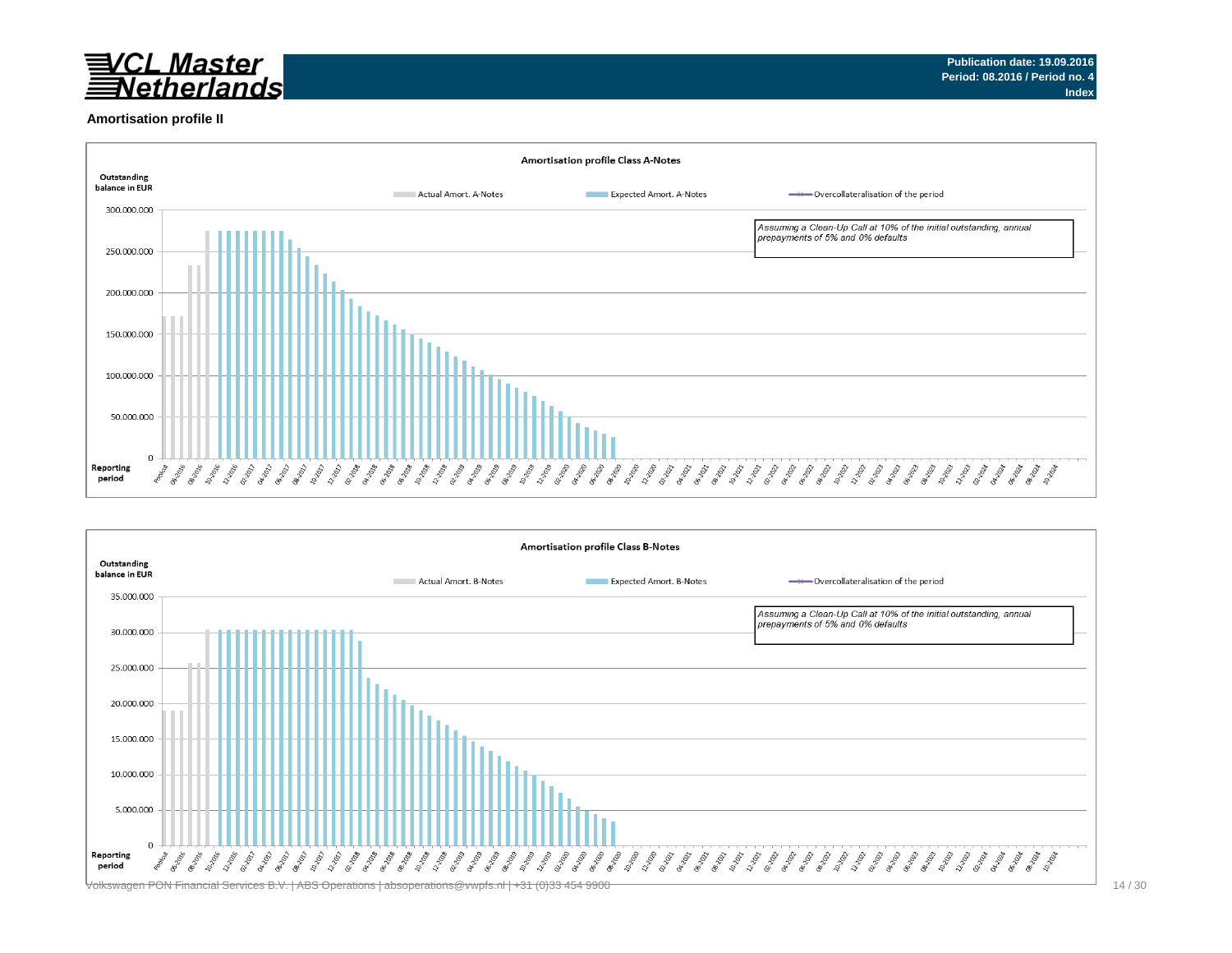**Publication date: 19.09.2016**
**Period: 08.2016 / Period no. 4**
**Index**

### Amortisation profile II

**Amortisation profile Class A-Notes**

Outstanding balance in EUR

Actual Amort. A-Notes | Expected Amort. A-Notes | Overcollateralisation of the period

*Assuming a Clean-Up Call at 10% of the initial outstanding, annual prepayments of 5% and 0% defaults*

300.000.000
250.000.000
200.000.000
150.000.000
100.000.000
50.000.000
0

Reporting period: Poolcut, 06-2016, 08-2016, 10-2016, 12-2016, 02-2017, 04-2017, 06-2017, 08-2017, 10-2017, 12-2017, 02-2018, 04-2018, 06-2018, 08-2018, 10-2018, 12-2018, 02-2019, 04-2019, 06-2019, 08-2019, 10-2019, 12-2019, 02-2020, 04-2020, 06-2020, 08-2020, 10-2020, 12-2020, 02-2021, 04-2021, 06-2021, 08-2021, 10-2021, 12-2021, 02-2022, 04-2022, 06-2022, 08-2022, 10-2022, 12-2022, 02-2023, 04-2023, 06-2023, 08-2023, 10-2023, 12-2023, 02-2024, 04-2024, 06-2024, 08-2024, 10-2024

**Amortisation profile Class B-Notes**

Outstanding balance in EUR

Actual Amort. B-Notes | Expected Amort. B-Notes | Overcollateralisation of the period

*Assuming a Clean-Up Call at 10% of the initial outstanding, annual prepayments of 5% and 0% defaults*

35.000.000
30.000.000
25.000.000
20.000.000
15.000.000
10.000.000
5.000.000
0

Reporting period: Poolcut, 06-2016, 08-2016, 10-2016, 12-2016, 02-2017, 04-2017, 06-2017, 08-2017, 10-2017, 12-2017, 02-2018, 04-2018, 06-2018, 08-2018, 10-2018, 12-2018, 02-2019, 04-2019, 06-2019, 08-2019, 10-2019, 12-2019, 02-2020, 04-2020, 06-2020, 08-2020, 10-2020, 12-2020, 02-2021, 04-2021, 06-2021, 08-2021, 10-2021, 12-2021, 02-2022, 04-2022, 06-2022, 08-2022, 10-2022, 12-2022, 02-2023, 04-2023, 06-2023, 08-2023, 10-2023, 12-2023, 02-2024, 04-2024, 06-2024, 08-2024, 10-2024

Volkswagen PON Financial Services B.V. | ABS Operations | absoperations@vwpfs.nl | +31 (0)33 454 9900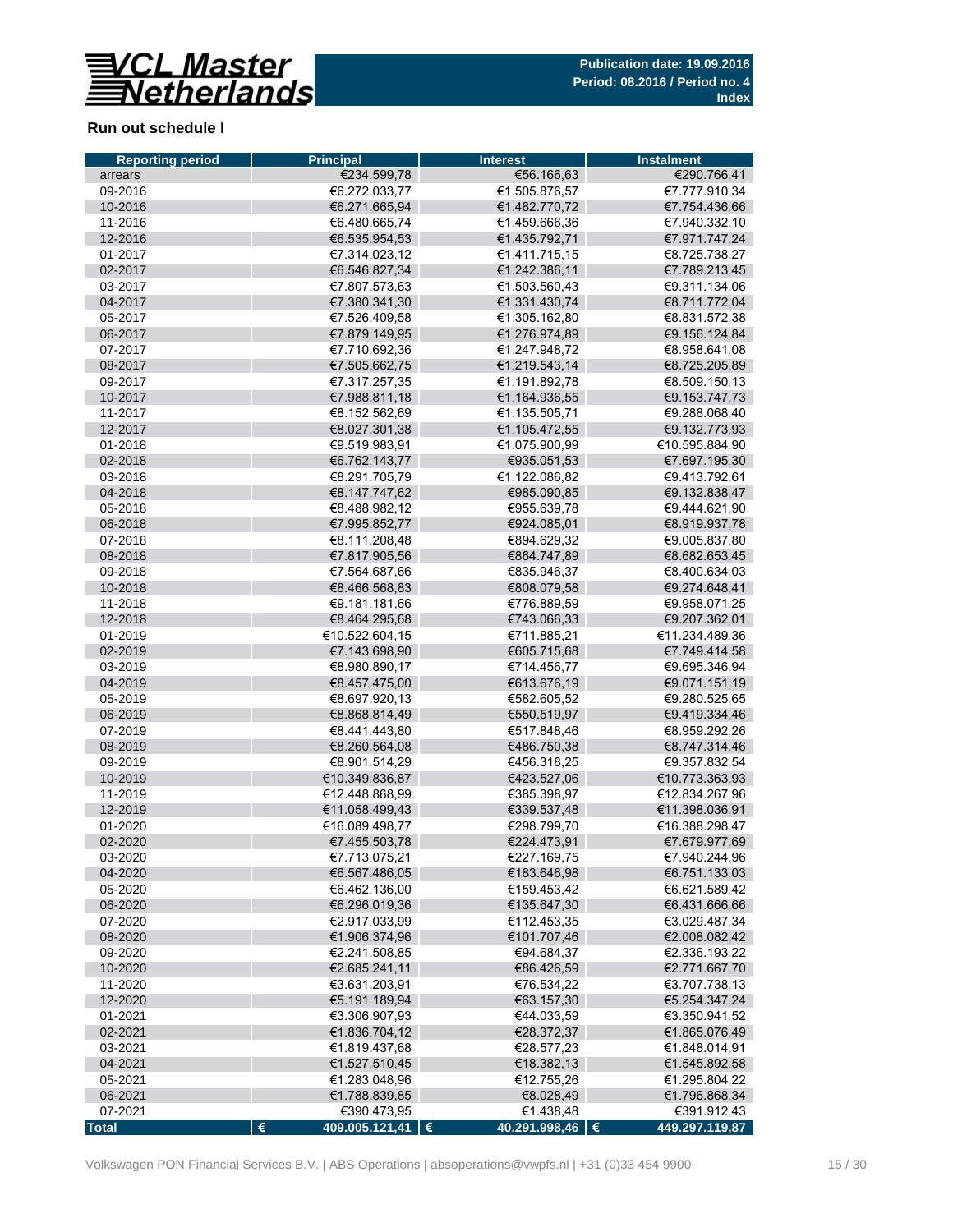**Publication date: 19.09.2016**
**Period: 08.2016 / Period no. 4**
**Index**

## Run out schedule I

| Reporting period | Principal | Interest | Instalment |
|---|---|---|---|
| arrears | €234.599,78 | €56.166,63 | €290.766,41 |
| 09-2016 | €6.272.033,77 | €1.505.876,57 | €7.777.910,34 |
| 10-2016 | €6.271.665,94 | €1.482.770,72 | €7.754.436,66 |
| 11-2016 | €6.480.665,74 | €1.459.666,36 | €7.940.332,10 |
| 12-2016 | €6.535.954,53 | €1.435.792,71 | €7.971.747,24 |
| 01-2017 | €7.314.023,12 | €1.411.715,15 | €8.725.738,27 |
| 02-2017 | €6.546.827,34 | €1.242.386,11 | €7.789.213,45 |
| 03-2017 | €7.807.573,63 | €1.503.560,43 | €9.311.134,06 |
| 04-2017 | €7.380.341,30 | €1.331.430,74 | €8.711.772,04 |
| 05-2017 | €7.526.409,58 | €1.305.162,80 | €8.831.572,38 |
| 06-2017 | €7.879.149,95 | €1.276.974,89 | €9.156.124,84 |
| 07-2017 | €7.710.692,36 | €1.247.948,72 | €8.958.641,08 |
| 08-2017 | €7.505.662,75 | €1.219.543,14 | €8.725.205,89 |
| 09-2017 | €7.317.257,35 | €1.191.892,78 | €8.509.150,13 |
| 10-2017 | €7.988.811,18 | €1.164.936,55 | €9.153.747,73 |
| 11-2017 | €8.152.562,69 | €1.135.505,71 | €9.288.068,40 |
| 12-2017 | €8.027.301,38 | €1.105.472,55 | €9.132.773,93 |
| 01-2018 | €9.519.983,91 | €1.075.900,99 | €10.595.884,90 |
| 02-2018 | €6.762.143,77 | €935.051,53 | €7.697.195,30 |
| 03-2018 | €8.291.705,79 | €1.122.086,82 | €9.413.792,61 |
| 04-2018 | €8.147.747,62 | €985.090,85 | €9.132.838,47 |
| 05-2018 | €8.488.982,12 | €955.639,78 | €9.444.621,90 |
| 06-2018 | €7.995.852,77 | €924.085,01 | €8.919.937,78 |
| 07-2018 | €8.111.208,48 | €894.629,32 | €9.005.837,80 |
| 08-2018 | €7.817.905,56 | €864.747,89 | €8.682.653,45 |
| 09-2018 | €7.564.687,66 | €835.946,37 | €8.400.634,03 |
| 10-2018 | €8.466.568,83 | €808.079,58 | €9.274.648,41 |
| 11-2018 | €9.181.181,66 | €776.889,59 | €9.958.071,25 |
| 12-2018 | €8.464.295,68 | €743.066,33 | €9.207.362,01 |
| 01-2019 | €10.522.604,15 | €711.885,21 | €11.234.489,36 |
| 02-2019 | €7.143.698,90 | €605.715,68 | €7.749.414,58 |
| 03-2019 | €8.980.890,17 | €714.456,77 | €9.695.346,94 |
| 04-2019 | €8.457.475,00 | €613.676,19 | €9.071.151,19 |
| 05-2019 | €8.697.920,13 | €582.605,52 | €9.280.525,65 |
| 06-2019 | €8.868.814,49 | €550.519,97 | €9.419.334,46 |
| 07-2019 | €8.441.443,80 | €517.848,46 | €8.959.292,26 |
| 08-2019 | €8.260.564,08 | €486.750,38 | €8.747.314,46 |
| 09-2019 | €8.901.514,29 | €456.318,25 | €9.357.832,54 |
| 10-2019 | €10.349.836,87 | €423.527,06 | €10.773.363,93 |
| 11-2019 | €12.448.868,99 | €385.398,97 | €12.834.267,96 |
| 12-2019 | €11.058.499,43 | €339.537,48 | €11.398.036,91 |
| 01-2020 | €16.089.498,77 | €298.799,70 | €16.388.298,47 |
| 02-2020 | €7.455.503,78 | €224.473,91 | €7.679.977,69 |
| 03-2020 | €7.713.075,21 | €227.169,75 | €7.940.244,96 |
| 04-2020 | €6.567.486,05 | €183.646,98 | €6.751.133,03 |
| 05-2020 | €6.462.136,00 | €159.453,42 | €6.621.589,42 |
| 06-2020 | €6.296.019,36 | €135.647,30 | €6.431.666,66 |
| 07-2020 | €2.917.033,99 | €112.453,35 | €3.029.487,34 |
| 08-2020 | €1.906.374,96 | €101.707,46 | €2.008.082,42 |
| 09-2020 | €2.241.508,85 | €94.684,37 | €2.336.193,22 |
| 10-2020 | €2.685.241,11 | €86.426,59 | €2.771.667,70 |
| 11-2020 | €3.631.203,91 | €76.534,22 | €3.707.738,13 |
| 12-2020 | €5.191.189,94 | €63.157,30 | €5.254.347,24 |
| 01-2021 | €3.306.907,93 | €44.033,59 | €3.350.941,52 |
| 02-2021 | €1.836.704,12 | €28.372,37 | €1.865.076,49 |
| 03-2021 | €1.819.437,68 | €28.577,23 | €1.848.014,91 |
| 04-2021 | €1.527.510,45 | €18.382,13 | €1.545.892,58 |
| 05-2021 | €1.283.048,96 | €12.755,26 | €1.295.804,22 |
| 06-2021 | €1.788.839,85 | €8.028,49 | €1.796.868,34 |
| 07-2021 | €390.473,95 | €1.438,48 | €391.912,43 |
| **Total** | **€ 409.005.121,41** | **€ 40.291.998,46** | **€ 449.297.119,87** |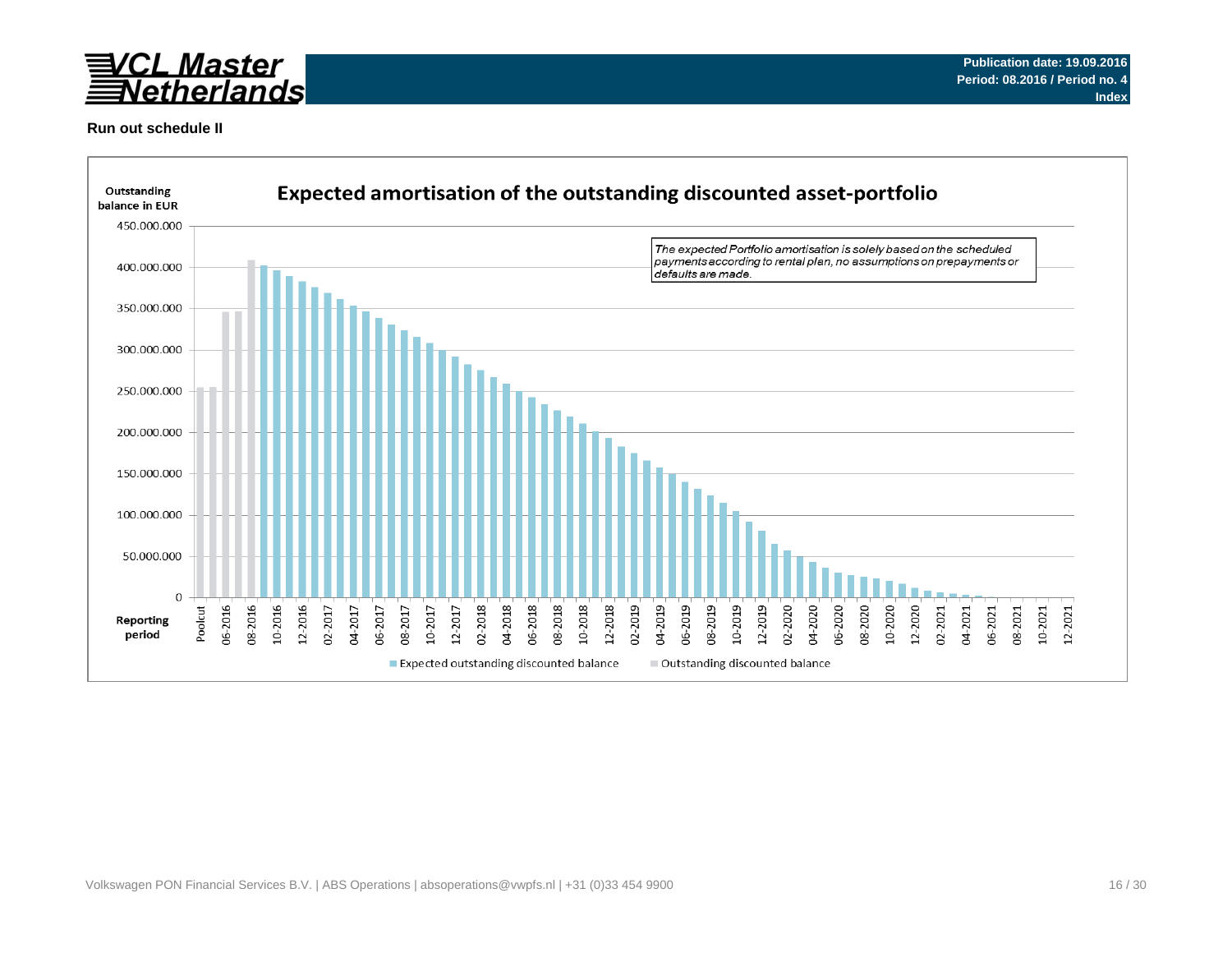**Publication date: 19.09.2016**
**Period: 08.2016 / Period no. 4**
**Index**

## Run out schedule II

### Expected amortisation of the outstanding discounted asset-portfolio

Outstanding balance in EUR

*The expected Portfolio amortisation is solely based on the scheduled payments according to rental plan, no assumptions on prepayments or defaults are made.*

Reporting period: Poolcut, 06-2016, 08-2016, 10-2016, 12-2016, 02-2017, 04-2017, 06-2017, 08-2017, 10-2017, 12-2017, 02-2018, 04-2018, 06-2018, 08-2018, 10-2018, 12-2018, 02-2019, 04-2019, 06-2019, 08-2019, 10-2019, 12-2019, 02-2020, 04-2020, 06-2020, 08-2020, 10-2020, 12-2020, 02-2021, 04-2021, 06-2021, 08-2021, 10-2021, 12-2021

Y-axis: 0; 50.000.000; 100.000.000; 150.000.000; 200.000.000; 250.000.000; 300.000.000; 350.000.000; 400.000.000; 450.000.000

Legend: Expected outstanding discounted balance; Outstanding discounted balance

Volkswagen PON Financial Services B.V. | ABS Operations | absoperations@vwpfs.nl | +31 (0)33 454 9900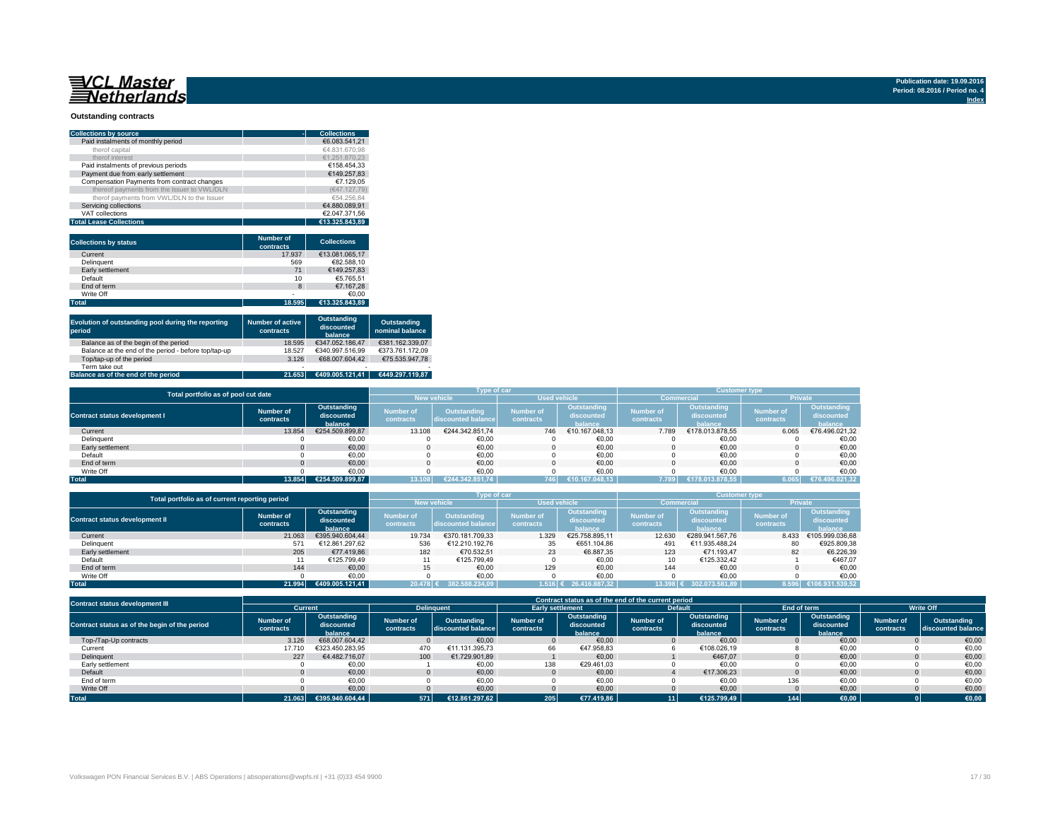**VCL Master Netherlands**

Publication date: 19.09.2016
Period: 08.2016 / Period no. 4
Index

## Outstanding contracts

| Collections by source | - | Collections |
|---|---|---|
| Paid instalments of monthly period | | €6.083.541,21 |
| therof capital | | €4.831.670,98 |
| therof interest | | €1.251.870,23 |
| Paid instalments of previous periods | | €158.454,33 |
| Payment due from early settlement | | €149.257,83 |
| Compensation Payments from contract changes | | €7.129,05 |
| thereof payments from the Issuer to VWL/DLN | | (€47.127,79) |
| therof payments from VWL/DLN to the Issuer | | €54.256,84 |
| Servicing collections | | €4.880.089,91 |
| VAT collections | | €2.047.371,56 |
| **Total Lease Collections** | | **€13.325.843,89** |

| Collections by status | Number of contracts | Collections |
|---|---|---|
| Current | 17.937 | €13.081.065,17 |
| Delinquent | 569 | €82.588,10 |
| Early settlement | 71 | €149.257,83 |
| Default | 10 | €5.765,51 |
| End of term | 8 | €7.167,28 |
| Write Off | - | €0,00 |
| **Total** | **18.595** | **€13.325.843,89** |

| Evolution of outstanding pool during the reporting period | Number of active contracts | Outstanding discounted balance | Outstanding nominal balance |
|---|---|---|---|
| Balance as of the begin of the period | 18.595 | €347.052.186,47 | €381.162.339,07 |
| Balance at the end of the period - before top/tap-up | 18.527 | €340.997.516,99 | €373.761.172,09 |
| Top/tap-up of the period | 3.126 | €68.007.604,42 | €75.535.947,78 |
| Term take out | - | - | - |
| **Balance as of the end of the period** | **21.653** | **€409.005.121,41** | **€449.297.119,87** |

| Total portfolio as of pool cut date | | | Type of car | | | | Customer type | | | |
|---|---|---|---|---|---|---|---|---|---|---|
| | | | New vehicle | | Used vehicle | | Commercial | | Private | |
| Contract status development I | Number of contracts | Outstanding discounted balance | Number of contracts | Outstanding discounted balance | Number of contracts | Outstanding discounted balance | Number of contracts | Outstanding discounted balance | Number of contracts | Outstanding discounted balance |
| Current | 13.854 | €254.509.899,87 | 13.108 | €244.342.851,74 | 746 | €10.167.048,13 | 7.789 | €178.013.878,55 | 6.065 | €76.496.021,32 |
| Delinquent | 0 | €0,00 | 0 | €0,00 | 0 | €0,00 | 0 | €0,00 | 0 | €0,00 |
| Early settlement | 0 | €0,00 | 0 | €0,00 | 0 | €0,00 | 0 | €0,00 | 0 | €0,00 |
| Default | 0 | €0,00 | 0 | €0,00 | 0 | €0,00 | 0 | €0,00 | 0 | €0,00 |
| End of term | 0 | €0,00 | 0 | €0,00 | 0 | €0,00 | 0 | €0,00 | 0 | €0,00 |
| Write Off | 0 | €0,00 | 0 | €0,00 | 0 | €0,00 | 0 | €0,00 | 0 | €0,00 |
| **Total** | **13.854** | **€254.509.899,87** | **13.108** | **€244.342.851,74** | **746** | **€10.167.048,13** | **7.789** | **€178.013.878,55** | **6.065** | **€76.496.021,32** |

| Total portfolio as of current reporting period | | | Type of car | | | | Customer type | | | |
|---|---|---|---|---|---|---|---|---|---|---|
| | | | New vehicle | | Used vehicle | | Commercial | | Private | |
| Contract status development II | Number of contracts | Outstanding discounted balance | Number of contracts | Outstanding discounted balance | Number of contracts | Outstanding discounted balance | Number of contracts | Outstanding discounted balance | Number of contracts | Outstanding discounted balance |
| Current | 21.063 | €395.940.604,44 | 19.734 | €370.181.709,33 | 1.329 | €25.758.895,11 | 12.630 | €289.941.567,76 | 8.433 | €105.999.036,68 |
| Delinquent | 571 | €12.861.297,62 | 536 | €12.210.192,76 | 35 | €651.104,86 | 491 | €11.935.488,24 | 80 | €925.809,38 |
| Early settlement | 205 | €77.419,86 | 182 | €70.532,51 | 23 | €6.887,35 | 123 | €71.193,47 | 82 | €6.226,39 |
| Default | 11 | €125.799,49 | 11 | €125.799,49 | 0 | €0,00 | 10 | €125.332,42 | 1 | €467,07 |
| End of term | 144 | €0,00 | 15 | €0,00 | 129 | €0,00 | 144 | €0,00 | 0 | €0,00 |
| Write Off | 0 | €0,00 | 0 | €0,00 | 0 | €0,00 | 0 | €0,00 | 0 | €0,00 |
| **Total** | **21.994** | **€409.005.121,41** | **20.478** | **€ 382.588.234,09** | **1.516** | **€ 26.416.887,32** | **13.398** | **€ 302.073.581,89** | **8.596** | **€106.931.539,52** |

| Contract status development III | Contract status as of the end of the current period | | | | | | | | | | | |
|---|---|---|---|---|---|---|---|---|---|---|---|---|
| | Current | | Delinquent | | Early settlement | | Default | | End of term | | Write Off | |
| Contract status as of the begin of the period | Number of contracts | Outstanding discounted balance | Number of contracts | Outstanding discounted balance | Number of contracts | Outstanding discounted balance | Number of contracts | Outstanding discounted balance | Number of contracts | Outstanding discounted balance | Number of contracts | Outstanding discounted balance |
| Top-/Tap-Up contracts | 3.126 | €68.007.604,42 | 0 | €0,00 | 0 | €0,00 | 0 | €0,00 | 0 | €0,00 | 0 | €0,00 |
| Current | 17.710 | €323.450.283,95 | 470 | €11.131.395,73 | 66 | €47.958,83 | 6 | €108.026,19 | 8 | €0,00 | 0 | €0,00 |
| Delinquent | 227 | €4.482.716,07 | 100 | €1.729.901,89 | 1 | €0,00 | 1 | €467,07 | 0 | €0,00 | 0 | €0,00 |
| Early settlement | 0 | €0,00 | 1 | €0,00 | 138 | €29.461,03 | 0 | €0,00 | 0 | €0,00 | 0 | €0,00 |
| Default | 0 | €0,00 | 0 | €0,00 | 0 | €0,00 | 4 | €17.306,23 | 0 | €0,00 | 0 | €0,00 |
| End of term | 0 | €0,00 | 0 | €0,00 | 0 | €0,00 | 0 | €0,00 | 136 | €0,00 | 0 | €0,00 |
| Write Off | 0 | €0,00 | 0 | €0,00 | 0 | €0,00 | 0 | €0,00 | 0 | €0,00 | 0 | €0,00 |
| **Total** | **21.063** | **€395.940.604,44** | **571** | **€12.861.297,62** | **205** | **€77.419,86** | **11** | **€125.799,49** | **144** | **€0,00** | **0** | **€0,00** |

Volkswagen PON Financial Services B.V. | ABS Operations | absoperations@vwpfs.nl | +31 (0)33 454 9900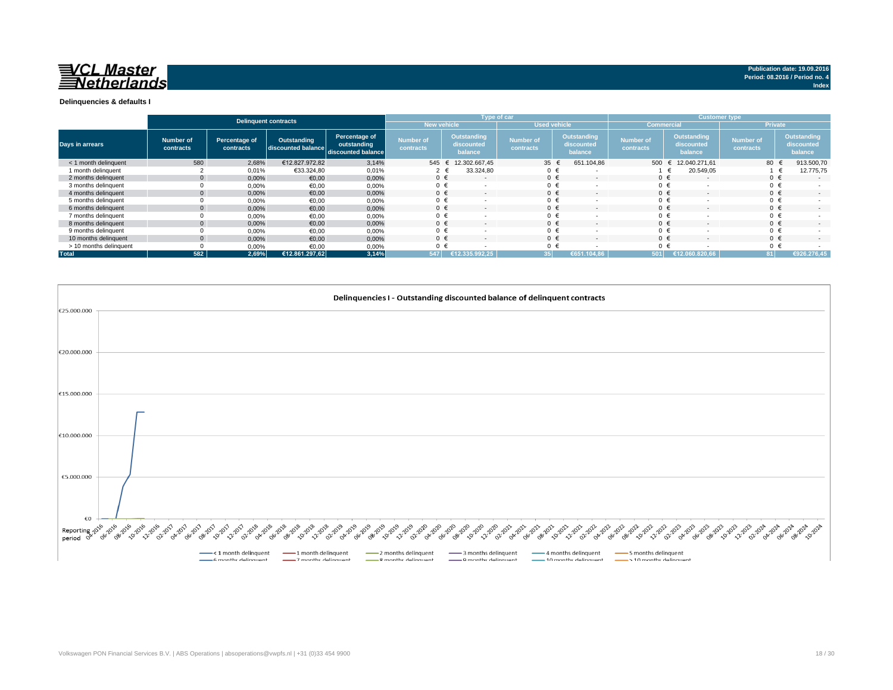**VCL Master Netherlands**

**Publication date: 19.09.2016**
**Period: 08.2016 / Period no. 4**
**Index**

**Delinquencies & defaults I**

| Days in arrears | Delinquent contracts | | | | Type of car | | | | Customer type | | | |
|---|---|---|---|---|---|---|---|---|---|---|---|---|
| | | | | | New vehicle | | Used vehicle | | Commercial | | Private | |
| | Number of contracts | Percentage of contracts | Outstanding discounted balance | Percentage of outstanding discounted balance | Number of contracts | Outstanding discounted balance | Number of contracts | Outstanding discounted balance | Number of contracts | Outstanding discounted balance | Number of contracts | Outstanding discounted balance |
| < 1 month delinquent | 580 | 2,68% | €12.827.972,82 | 3,14% | 545 | € 12.302.667,45 | 35 | € 651.104,86 | 500 | € 12.040.271,61 | 80 | € 913.500,70 |
| 1 month delinquent | 2 | 0,01% | €33.324,80 | 0,01% | 2 | € 33.324,80 | 0 | € - | 1 | € 20.549,05 | 1 | € 12.775,75 |
| 2 months delinquent | 0 | 0,00% | €0,00 | 0,00% | 0 | € - | 0 | € - | 0 | € - | 0 | € - |
| 3 months delinquent | 0 | 0,00% | €0,00 | 0,00% | 0 | € - | 0 | € - | 0 | € - | 0 | € - |
| 4 months delinquent | 0 | 0,00% | €0,00 | 0,00% | 0 | € - | 0 | € - | 0 | € - | 0 | € - |
| 5 months delinquent | 0 | 0,00% | €0,00 | 0,00% | 0 | € - | 0 | € - | 0 | € - | 0 | € - |
| 6 months delinquent | 0 | 0,00% | €0,00 | 0,00% | 0 | € - | 0 | € - | 0 | € - | 0 | € - |
| 7 months delinquent | 0 | 0,00% | €0,00 | 0,00% | 0 | € - | 0 | € - | 0 | € - | 0 | € - |
| 8 months delinquent | 0 | 0,00% | €0,00 | 0,00% | 0 | € - | 0 | € - | 0 | € - | 0 | € - |
| 9 months delinquent | 0 | 0,00% | €0,00 | 0,00% | 0 | € - | 0 | € - | 0 | € - | 0 | € - |
| 10 months delinquent | 0 | 0,00% | €0,00 | 0,00% | 0 | € - | 0 | € - | 0 | € - | 0 | € - |
| > 10 months delinquent | 0 | 0,00% | €0,00 | 0,00% | 0 | € - | 0 | € - | 0 | € - | 0 | € - |
| **Total** | **582** | **2,69%** | **€12.861.297,62** | **3,14%** | **547** | **€12.335.992,25** | **35** | **€651.104,86** | **501** | **€12.060.820,66** | **81** | **€926.276,45** |

**Delinquencies I - Outstanding discounted balance of delinquent contracts**

Volkswagen PON Financial Services B.V. | ABS Operations | absoperations@vwpfs.nl | +31 (0)33 454 9900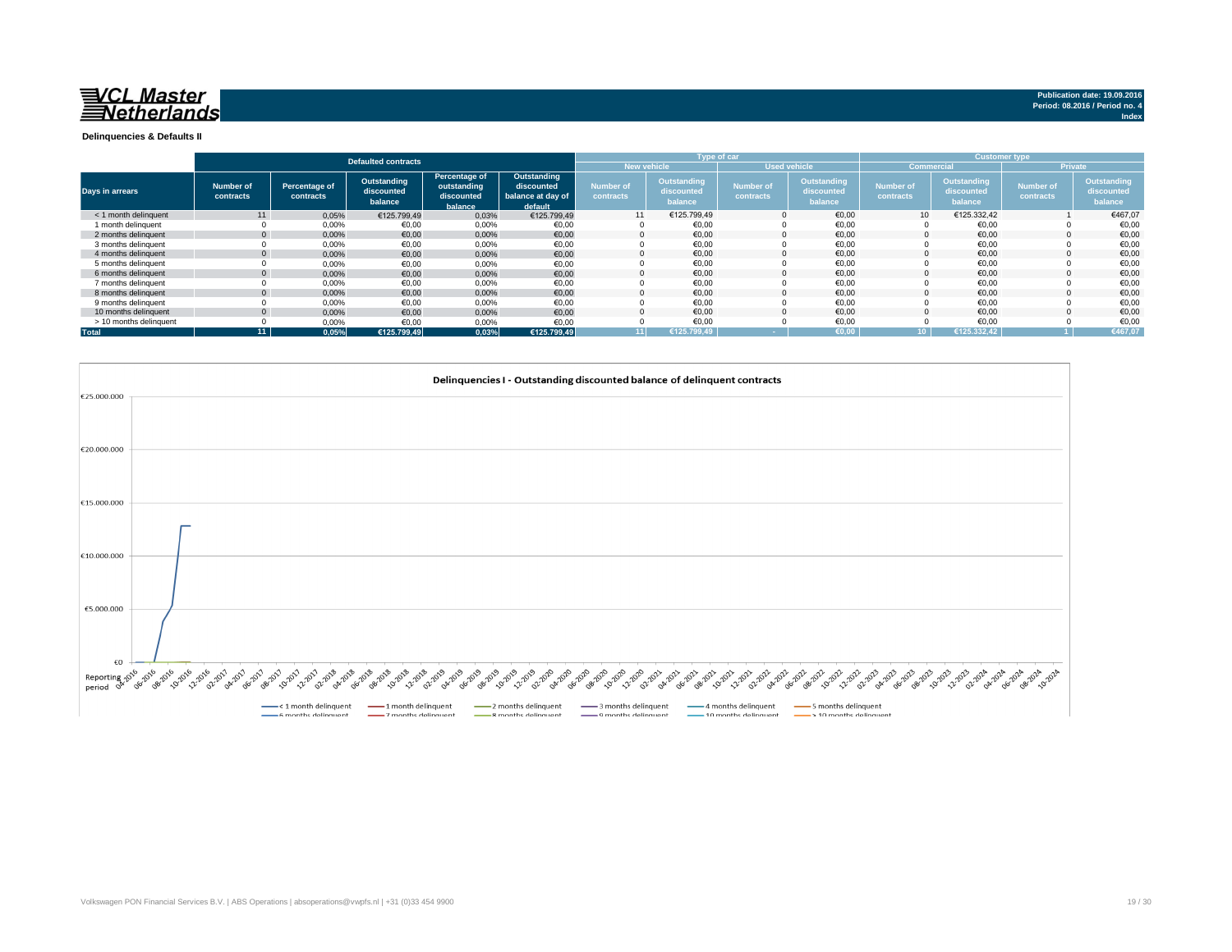**VCL Master Netherlands**

Publication date: 19.09.2016
Period: 08.2016 / Period no. 4
Index

**Delinquencies & Defaults II**

| Days in arrears | Defaulted contracts | | | | | Type of car | | | | Customer type | | | |
|---|---|---|---|---|---|---|---|---|---|---|---|---|---|
| | | | | | | New vehicle | | Used vehicle | | Commercial | | Private | |
| | Number of contracts | Percentage of contracts | Outstanding discounted balance | Percentage of outstanding discounted balance | Outstanding discounted balance at day of default | Number of contracts | Outstanding discounted balance | Number of contracts | Outstanding discounted balance | Number of contracts | Outstanding discounted balance | Number of contracts | Outstanding discounted balance |
| < 1 month delinquent | 11 | 0,05% | €125.799,49 | 0,03% | €125.799,49 | 11 | €125.799,49 | 0 | €0,00 | 10 | €125.332,42 | 1 | €467,07 |
| 1 month delinquent | 0 | 0,00% | €0,00 | 0,00% | €0,00 | 0 | €0,00 | 0 | €0,00 | 0 | €0,00 | 0 | €0,00 |
| 2 months delinquent | 0 | 0,00% | €0,00 | 0,00% | €0,00 | 0 | €0,00 | 0 | €0,00 | 0 | €0,00 | 0 | €0,00 |
| 3 months delinquent | 0 | 0,00% | €0,00 | 0,00% | €0,00 | 0 | €0,00 | 0 | €0,00 | 0 | €0,00 | 0 | €0,00 |
| 4 months delinquent | 0 | 0,00% | €0,00 | 0,00% | €0,00 | 0 | €0,00 | 0 | €0,00 | 0 | €0,00 | 0 | €0,00 |
| 5 months delinquent | 0 | 0,00% | €0,00 | 0,00% | €0,00 | 0 | €0,00 | 0 | €0,00 | 0 | €0,00 | 0 | €0,00 |
| 6 months delinquent | 0 | 0,00% | €0,00 | 0,00% | €0,00 | 0 | €0,00 | 0 | €0,00 | 0 | €0,00 | 0 | €0,00 |
| 7 months delinquent | 0 | 0,00% | €0,00 | 0,00% | €0,00 | 0 | €0,00 | 0 | €0,00 | 0 | €0,00 | 0 | €0,00 |
| 8 months delinquent | 0 | 0,00% | €0,00 | 0,00% | €0,00 | 0 | €0,00 | 0 | €0,00 | 0 | €0,00 | 0 | €0,00 |
| 9 months delinquent | 0 | 0,00% | €0,00 | 0,00% | €0,00 | 0 | €0,00 | 0 | €0,00 | 0 | €0,00 | 0 | €0,00 |
| 10 months delinquent | 0 | 0,00% | €0,00 | 0,00% | €0,00 | 0 | €0,00 | 0 | €0,00 | 0 | €0,00 | 0 | €0,00 |
| > 10 months delinquent | 0 | 0,00% | €0,00 | 0,00% | €0,00 | 0 | €0,00 | 0 | €0,00 | 0 | €0,00 | 0 | €0,00 |
| **Total** | **11** | **0,05%** | **€125.799,49** | **0,03%** | **€125.799,49** | **11** | **€125.799,49** | **-** | **€0,00** | **10** | **€125.332,42** | **1** | **€467,07** |

**Delinquencies I - Outstanding discounted balance of delinquent contracts**

Legend: < 1 month delinquent, 1 month delinquent, 2 months delinquent, 3 months delinquent, 4 months delinquent, 5 months delinquent, 6 months delinquent, 7 months delinquent, 8 months delinquent, 9 months delinquent, 10 months delinquent, > 10 months delinquent

Y-axis: €0 – €25.000.000; X-axis: Reporting period 04-2016 – 10-2024

Volkswagen PON Financial Services B.V. | ABS Operations | absoperations@vwpfs.nl | +31 (0)33 454 9900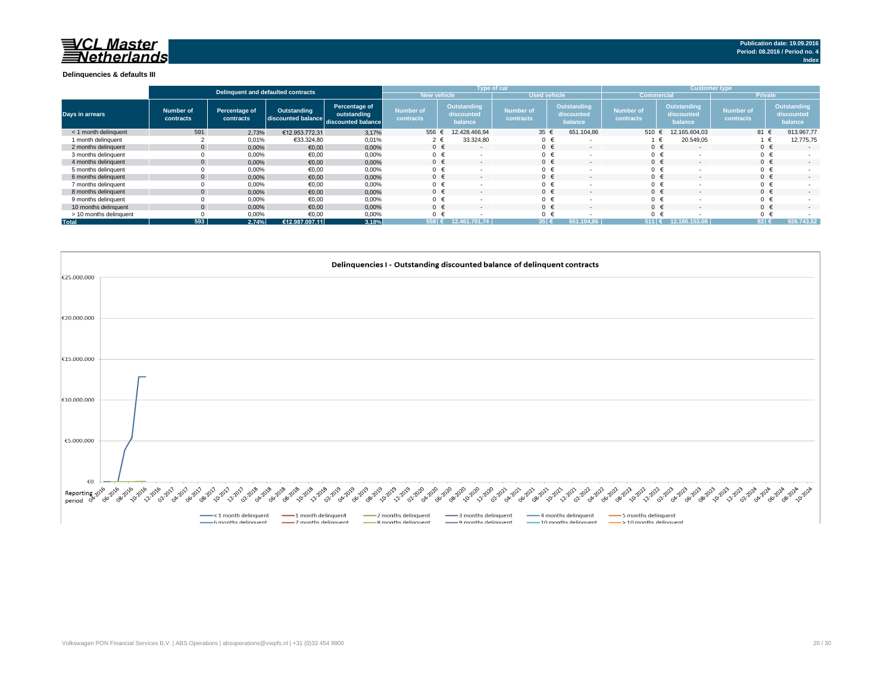VCL Master Netherlands

Publication date: 19.09.2016
Period: 08.2016 / Period no. 4
Index

**Delinquencies & defaults III**

| Days in arrears | Delinquent and defaulted contracts | | | | Type of car | | | | Customer type | | | |
|---|---|---|---|---|---|---|---|---|---|---|---|---|
| | | | | | New vehicle | | Used vehicle | | Commercial | | Private | |
| | Number of contracts | Percentage of contracts | Outstanding discounted balance | Percentage of outstanding discounted balance | Number of contracts | Outstanding discounted balance | Number of contracts | Outstanding discounted balance | Number of contracts | Outstanding discounted balance | Number of contracts | Outstanding discounted balance |
| < 1 month delinquent | 591 | 2,73% | €12.953.772,31 | 3,17% | 556 | € 12.428.466,94 | 35 | € 651.104,86 | 510 | € 12.165.604,03 | 81 | € 913.967,77 |
| 1 month delinquent | 2 | 0,01% | €33.324,80 | 0,01% | 2 | € 33.324,80 | 0 | € - | 1 | € 20.549,05 | 1 | € 12.775,75 |
| 2 months delinquent | 0 | 0,00% | €0,00 | 0,00% | 0 | € - | 0 | € - | 0 | € - | 0 | € - |
| 3 months delinquent | 0 | 0,00% | €0,00 | 0,00% | 0 | € - | 0 | € - | 0 | € - | 0 | € - |
| 4 months delinquent | 0 | 0,00% | €0,00 | 0,00% | 0 | € - | 0 | € - | 0 | € - | 0 | € - |
| 5 months delinquent | 0 | 0,00% | €0,00 | 0,00% | 0 | € - | 0 | € - | 0 | € - | 0 | € - |
| 6 months delinquent | 0 | 0,00% | €0,00 | 0,00% | 0 | € - | 0 | € - | 0 | € - | 0 | € - |
| 7 months delinquent | 0 | 0,00% | €0,00 | 0,00% | 0 | € - | 0 | € - | 0 | € - | 0 | € - |
| 8 months delinquent | 0 | 0,00% | €0,00 | 0,00% | 0 | € - | 0 | € - | 0 | € - | 0 | € - |
| 9 months delinquent | 0 | 0,00% | €0,00 | 0,00% | 0 | € - | 0 | € - | 0 | € - | 0 | € - |
| 10 months delinquent | 0 | 0,00% | €0,00 | 0,00% | 0 | € - | 0 | € - | 0 | € - | 0 | € - |
| > 10 months delinquent | 0 | 0,00% | €0,00 | 0,00% | 0 | € - | 0 | € - | 0 | € - | 0 | € - |
| **Total** | **593** | **2,74%** | **€12.987.097,11** | **3,18%** | **558** | **€ 12.461.791,74** | **35** | **€ 651.104,86** | **511** | **€ 12.186.153,08** | **82** | **€ 926.743,52** |

**Delinquencies I - Outstanding discounted balance of delinquent contracts**

Legend: < 1 month delinquent; 1 month delinquent; 2 months delinquent; 3 months delinquent; 4 months delinquent; 5 months delinquent; 6 months delinquent; 7 months delinquent; 8 months delinquent; 9 months delinquent; 10 months delinquent; > 10 months delinquent

Reporting period: 04-2016 to 10-2024

Volkswagen PON Financial Services B.V. | ABS Operations | absoperations@vwpfs.nl | +31 (0)33 454 9900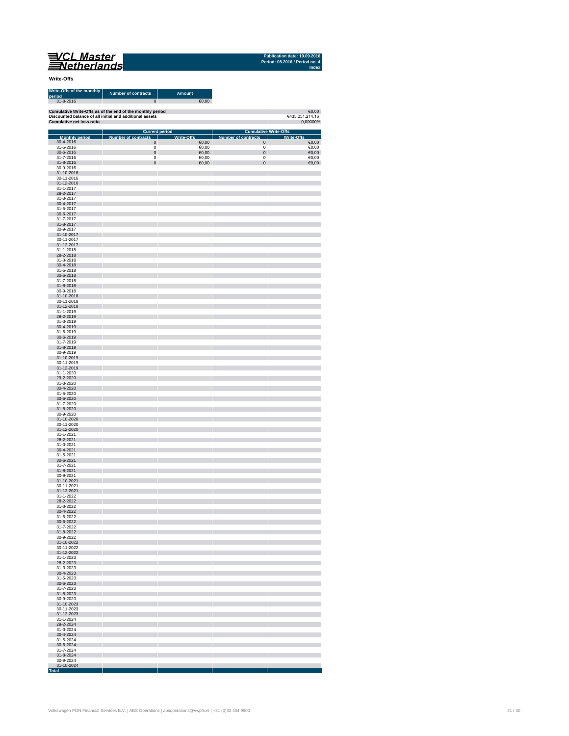VCL Master Netherlands

Publication date: 19.09.2016
Period: 08.2016 / Period no. 4
Index

**Write-Offs**

| Write-Offs of the monthly period | Number of contracts | Amount |
|---|---|---|
| 31-8-2016 | 0 | €0,00 |

| | |
|---|---|
| **Cumulative Write-Offs as of the end of the monthly period** | €0,00 |
| **Discounted balance of all initial and additional assets** | €435.251.214,16 |
| **Cumulative net loss ratio** | 0,00000% |

| | Current period | | Cumulative Write-Offs | |
|---|---|---|---|---|
| Monthly period | Number of contracts | Write-Offs | Number of contracts | Write-Offs |
| 30-4-2016 | 0 | €0,00 | 0 | €0,00 |
| 31-5-2016 | 0 | €0,00 | 0 | €0,00 |
| 30-6-2016 | 0 | €0,00 | 0 | €0,00 |
| 31-7-2016 | 0 | €0,00 | 0 | €0,00 |
| 31-8-2016 | 0 | €0,00 | 0 | €0,00 |
| 30-9-2016 | | | | |
| 31-10-2016 | | | | |
| 30-11-2016 | | | | |
| 31-12-2016 | | | | |
| 31-1-2017 | | | | |
| 28-2-2017 | | | | |
| 31-3-2017 | | | | |
| 30-4-2017 | | | | |
| 31-5-2017 | | | | |
| 30-6-2017 | | | | |
| 31-7-2017 | | | | |
| 31-8-2017 | | | | |
| 30-9-2017 | | | | |
| 31-10-2017 | | | | |
| 30-11-2017 | | | | |
| 31-12-2017 | | | | |
| 31-1-2018 | | | | |
| 28-2-2018 | | | | |
| 31-3-2018 | | | | |
| 30-4-2018 | | | | |
| 31-5-2018 | | | | |
| 30-6-2018 | | | | |
| 31-7-2018 | | | | |
| 31-8-2018 | | | | |
| 30-9-2018 | | | | |
| 31-10-2018 | | | | |
| 30-11-2018 | | | | |
| 31-12-2018 | | | | |
| 31-1-2019 | | | | |
| 28-2-2019 | | | | |
| 31-3-2019 | | | | |
| 30-4-2019 | | | | |
| 31-5-2019 | | | | |
| 30-6-2019 | | | | |
| 31-7-2019 | | | | |
| 31-8-2019 | | | | |
| 30-9-2019 | | | | |
| 31-10-2019 | | | | |
| 30-11-2019 | | | | |
| 31-12-2019 | | | | |
| 31-1-2020 | | | | |
| 29-2-2020 | | | | |
| 31-3-2020 | | | | |
| 30-4-2020 | | | | |
| 31-5-2020 | | | | |
| 30-6-2020 | | | | |
| 31-7-2020 | | | | |
| 31-8-2020 | | | | |
| 30-9-2020 | | | | |
| 31-10-2020 | | | | |
| 30-11-2020 | | | | |
| 31-12-2020 | | | | |
| 31-1-2021 | | | | |
| 28-2-2021 | | | | |
| 31-3-2021 | | | | |
| 30-4-2021 | | | | |
| 31-5-2021 | | | | |
| 30-6-2021 | | | | |
| 31-7-2021 | | | | |
| 31-8-2021 | | | | |
| 30-9-2021 | | | | |
| 31-10-2021 | | | | |
| 30-11-2021 | | | | |
| 31-12-2021 | | | | |
| 31-1-2022 | | | | |
| 28-2-2022 | | | | |
| 31-3-2022 | | | | |
| 30-4-2022 | | | | |
| 31-5-2022 | | | | |
| 30-6-2022 | | | | |
| 31-7-2022 | | | | |
| 31-8-2022 | | | | |
| 30-9-2022 | | | | |
| 31-10-2022 | | | | |
| 30-11-2022 | | | | |
| 31-12-2022 | | | | |
| 31-1-2023 | | | | |
| 28-2-2023 | | | | |
| 31-3-2023 | | | | |
| 30-4-2023 | | | | |
| 31-5-2023 | | | | |
| 30-6-2023 | | | | |
| 31-7-2023 | | | | |
| 31-8-2023 | | | | |
| 30-9-2023 | | | | |
| 31-10-2023 | | | | |
| 30-11-2023 | | | | |
| 31-12-2023 | | | | |
| 31-1-2024 | | | | |
| 29-2-2024 | | | | |
| 31-3-2024 | | | | |
| 30-4-2024 | | | | |
| 31-5-2024 | | | | |
| 30-6-2024 | | | | |
| 31-7-2024 | | | | |
| 31-8-2024 | | | | |
| 30-9-2024 | | | | |
| 31-10-2024 | | | | |
| **Total** | | | | |

Volkswagen PON Financial Services B.V. | ABS Operations | absoperations@vwpfs.nl | +31 (0)33 454 9900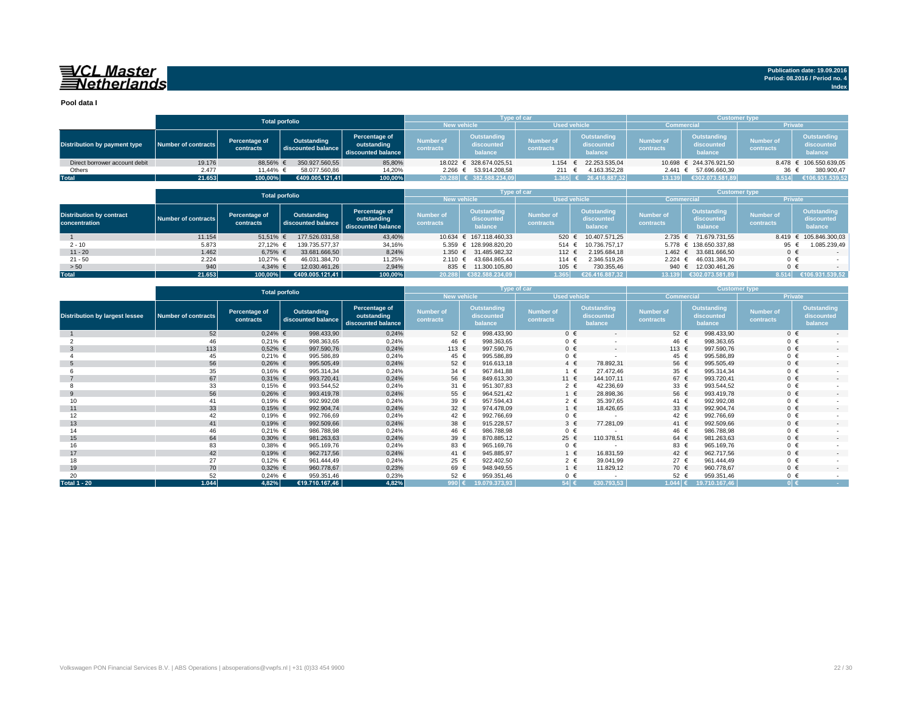VCL Master Netherlands

Publication date: 19.09.2016
Period: 08.2016 / Period no. 4
Index

**Pool data I**

| | Total porfolio | | | | Type of car | | | | Customer type | | | |
|---|---|---|---|---|---|---|---|---|---|---|---|---|
| | | | | | New vehicle | | Used vehicle | | Commercial | | Private | |
| Distribution by payment type | Number of contracts | Percentage of contracts | Outstanding discounted balance | Percentage of outstanding discounted balance | Number of contracts | Outstanding discounted balance | Number of contracts | Outstanding discounted balance | Number of contracts | Outstanding discounted balance | Number of contracts | Outstanding discounted balance |
| Direct borrower account debit | 19.176 | 88,56% | € 350.927.560,55 | 85,80% | 18.022 | € 328.674.025,51 | 1.154 | € 22.253.535,04 | 10.698 | € 244.376.921,50 | 8.478 | € 106.550.639,05 |
| Others | 2.477 | 11,44% | € 58.077.560,86 | 14,20% | 2.266 | € 53.914.208,58 | 211 | € 4.163.352,28 | 2.441 | € 57.696.660,39 | 36 | € 380.900,47 |
| **Total** | **21.653** | **100,00%** | **€409.005.121,41** | **100,00%** | **20.288** | **€ 382.588.234,09** | **1.365** | **€ 26.416.887,32** | **13.139** | **€302.073.581,89** | **8.514** | **€106.931.539,52** |

| | Total porfolio | | | | Type of car | | | | Customer type | | | |
|---|---|---|---|---|---|---|---|---|---|---|---|---|
| | | | | | New vehicle | | Used vehicle | | Commercial | | Private | |
| Distribution by contract concentration | Number of contracts | Percentage of contracts | Outstanding discounted balance | Percentage of outstanding discounted balance | Number of contracts | Outstanding discounted balance | Number of contracts | Outstanding discounted balance | Number of contracts | Outstanding discounted balance | Number of contracts | Outstanding discounted balance |
| 1 | 11.154 | 51,51% | € 177.526.031,58 | 43,40% | 10.634 | € 167.118.460,33 | 520 | € 10.407.571,25 | 2.735 | € 71.679.731,55 | 8.419 | € 105.846.300,03 |
| 2 - 10 | 5.873 | 27,12% | € 139.735.577,37 | 34,16% | 5.359 | € 128.998.820,20 | 514 | € 10.736.757,17 | 5.778 | € 138.650.337,88 | 95 | € 1.085.239,49 |
| 11 - 20 | 1.462 | 6,75% | € 33.681.666,50 | 8,24% | 1.350 | € 31.485.982,32 | 112 | € 2.195.684,18 | 1.462 | € 33.681.666,50 | 0 | € - |
| 21 - 50 | 2.224 | 10,27% | € 46.031.384,70 | 11,25% | 2.110 | € 43.684.865,44 | 114 | € 2.346.519,26 | 2.224 | € 46.031.384,70 | 0 | € - |
| > 50 | 940 | 4,34% | € 12.030.461,26 | 2,94% | 835 | € 11.300.105,80 | 105 | € 730.355,46 | 940 | € 12.030.461,26 | 0 | € - |
| **Total** | **21.653** | **100,00%** | **€409.005.121,41** | **100,00%** | **20.288** | **€382.588.234,09** | **1.365** | **€26.416.887,32** | **13.139** | **€302.073.581,89** | **8.514** | **€106.931.539,52** |

| | Total porfolio | | | | Type of car | | | | Customer type | | | |
|---|---|---|---|---|---|---|---|---|---|---|---|---|
| | | | | | New vehicle | | Used vehicle | | Commercial | | Private | |
| Distribution by largest lessee | Number of contracts | Percentage of contracts | Outstanding discounted balance | Percentage of outstanding discounted balance | Number of contracts | Outstanding discounted balance | Number of contracts | Outstanding discounted balance | Number of contracts | Outstanding discounted balance | Number of contracts | Outstanding discounted balance |
| 1 | 52 | 0,24% | € 998.433,90 | 0,24% | 52 | € 998.433,90 | 0 | € - | 52 | € 998.433,90 | 0 | € - |
| 2 | 46 | 0,21% | € 998.363,65 | 0,24% | 46 | € 998.363,65 | 0 | € - | 46 | € 998.363,65 | 0 | € - |
| 3 | 113 | 0,52% | € 997.590,76 | 0,24% | 113 | € 997.590,76 | 0 | € - | 113 | € 997.590,76 | 0 | € - |
| 4 | 45 | 0,21% | € 995.586,89 | 0,24% | 45 | € 995.586,89 | 0 | € - | 45 | € 995.586,89 | 0 | € - |
| 5 | 56 | 0,26% | € 995.505,49 | 0,24% | 52 | € 916.613,18 | 4 | € 78.892,31 | 56 | € 995.505,49 | 0 | € - |
| 6 | 35 | 0,16% | € 995.314,34 | 0,24% | 34 | € 967.841,88 | 1 | € 27.472,46 | 35 | € 995.314,34 | 0 | € - |
| 7 | 67 | 0,31% | € 993.720,41 | 0,24% | 56 | € 849.613,30 | 11 | € 144.107,11 | 67 | € 993.720,41 | 0 | € - |
| 8 | 33 | 0,15% | € 993.544,52 | 0,24% | 31 | € 951.307,83 | 2 | € 42.236,69 | 33 | € 993.544,52 | 0 | € - |
| 9 | 56 | 0,26% | € 993.419,78 | 0,24% | 55 | € 964.521,42 | 1 | € 28.898,36 | 56 | € 993.419,78 | 0 | € - |
| 10 | 41 | 0,19% | € 992.992,08 | 0,24% | 39 | € 957.594,43 | 2 | € 35.397,65 | 41 | € 992.992,08 | 0 | € - |
| 11 | 33 | 0,15% | € 992.904,74 | 0,24% | 32 | € 974.478,09 | 1 | € 18.426,65 | 33 | € 992.904,74 | 0 | € - |
| 12 | 42 | 0,19% | € 992.766,69 | 0,24% | 42 | € 992.766,69 | 0 | € - | 42 | € 992.766,69 | 0 | € - |
| 13 | 41 | 0,19% | € 992.509,66 | 0,24% | 38 | € 915.228,57 | 3 | € 77.281,09 | 41 | € 992.509,66 | 0 | € - |
| 14 | 46 | 0,21% | € 986.788,98 | 0,24% | 46 | € 986.788,98 | 0 | € - | 46 | € 986.788,98 | 0 | € - |
| 15 | 64 | 0,30% | € 981.263,63 | 0,24% | 39 | € 870.885,12 | 25 | € 110.378,51 | 64 | € 981.263,63 | 0 | € - |
| 16 | 83 | 0,38% | € 965.169,76 | 0,24% | 83 | € 965.169,76 | 0 | € - | 83 | € 965.169,76 | 0 | € - |
| 17 | 42 | 0,19% | € 962.717,56 | 0,24% | 41 | € 945.885,97 | 1 | € 16.831,59 | 42 | € 962.717,56 | 0 | € - |
| 18 | 27 | 0,12% | € 961.444,49 | 0,24% | 25 | € 922.402,50 | 2 | € 39.041,99 | 27 | € 961.444,49 | 0 | € - |
| 19 | 70 | 0,32% | € 960.778,67 | 0,23% | 69 | € 948.949,55 | 1 | € 11.829,12 | 70 | € 960.778,67 | 0 | € - |
| 20 | 52 | 0,24% | € 959.351,46 | 0,23% | 52 | € 959.351,46 | 0 | € - | 52 | € 959.351,46 | 0 | € - |
| **Total 1 - 20** | **1.044** | **4,82%** | **€19.710.167,46** | **4,82%** | **990** | **€ 19.079.373,93** | **54** | **€ 630.793,53** | **1.044** | **€ 19.710.167,46** | **0** | **€ -** |

Volkswagen PON Financial Services B.V. | ABS Operations | absoperations@vwpfs.nl | +31 (0)33 454 9900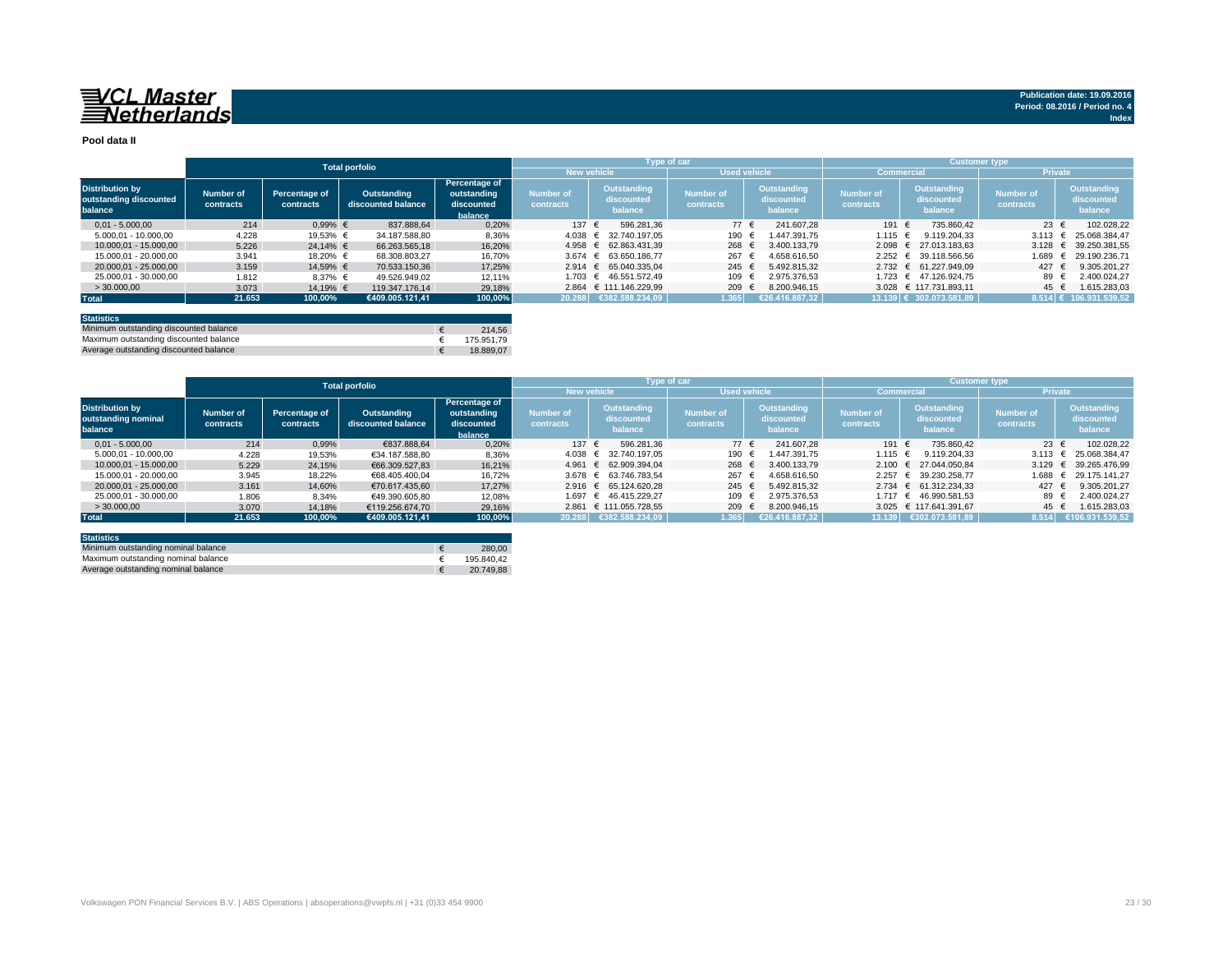**VCL Master Netherlands**

**Publication date: 19.09.2016**
**Period: 08.2016 / Period no. 4**
**Index**

**Pool data II**

| Distribution by outstanding discounted balance | Total porfolio | | | | Type of car | | | | Customer type | | | |
|---|---|---|---|---|---|---|---|---|---|---|---|---|
| | | | | | New vehicle | | Used vehicle | | Commercial | | Private | |
| | Number of contracts | Percentage of contracts | Outstanding discounted balance | Percentage of outstanding discounted balance | Number of contracts | Outstanding discounted balance | Number of contracts | Outstanding discounted balance | Number of contracts | Outstanding discounted balance | Number of contracts | Outstanding discounted balance |
| 0,01 - 5.000,00 | 214 | 0,99% | € 837.888,64 | 0,20% | 137 | € 596.281,36 | 77 | € 241.607,28 | 191 | € 735.860,42 | 23 | € 102.028,22 |
| 5.000,01 - 10.000,00 | 4.228 | 19,53% | € 34.187.588,80 | 8,36% | 4.038 | € 32.740.197,05 | 190 | € 1.447.391,75 | 1.115 | € 9.119.204,33 | 3.113 | € 25.068.384,47 |
| 10.000,01 - 15.000,00 | 5.226 | 24,14% | € 66.263.565,18 | 16,20% | 4.958 | € 62.863.431,39 | 268 | € 3.400.133,79 | 2.098 | € 27.013.183,63 | 3.128 | € 39.250.381,55 |
| 15.000,01 - 20.000,00 | 3.941 | 18,20% | € 68.308.803,27 | 16,70% | 3.674 | € 63.650.186,77 | 267 | € 4.658.616,50 | 2.252 | € 39.118.566,56 | 1.689 | € 29.190.236,71 |
| 20.000,01 - 25.000,00 | 3.159 | 14,59% | € 70.533.150,36 | 17,25% | 2.914 | € 65.040.335,04 | 245 | € 5.492.815,32 | 2.732 | € 61.227.949,09 | 427 | € 9.305.201,27 |
| 25.000,01 - 30.000,00 | 1.812 | 8,37% | € 49.526.949,02 | 12,11% | 1.703 | € 46.551.572,49 | 109 | € 2.975.376,53 | 1.723 | € 47.126.924,75 | 89 | € 2.400.024,27 |
| > 30.000,00 | 3.073 | 14,19% | € 119.347.176,14 | 29,18% | 2.864 | € 111.146.229,99 | 209 | € 8.200.946,15 | 3.028 | € 117.731.893,11 | 45 | € 1.615.283,03 |
| **Total** | **21.653** | **100,00%** | **€409.005.121,41** | **100,00%** | **20.288** | **€382.588.234,09** | **1.365** | **€26.416.887,32** | **13.139** | **€ 302.073.581,89** | **8.514** | **€ 106.931.539,52** |

| Statistics | |
|---|---|
| Minimum outstanding discounted balance | € 214,56 |
| Maximum outstanding discounted balance | € 175.951,79 |
| Average outstanding discounted balance | € 18.889,07 |

| Distribution by outstanding nominal balance | Total porfolio | | | | Type of car | | | | Customer type | | | |
|---|---|---|---|---|---|---|---|---|---|---|---|---|
| | | | | | New vehicle | | Used vehicle | | Commercial | | Private | |
| | Number of contracts | Percentage of contracts | Outstanding discounted balance | Percentage of outstanding discounted balance | Number of contracts | Outstanding discounted balance | Number of contracts | Outstanding discounted balance | Number of contracts | Outstanding discounted balance | Number of contracts | Outstanding discounted balance |
| 0,01 - 5.000,00 | 214 | 0,99% | €837.888,64 | 0,20% | 137 | € 596.281,36 | 77 | € 241.607,28 | 191 | € 735.860,42 | 23 | € 102.028,22 |
| 5.000,01 - 10.000,00 | 4.228 | 19,53% | €34.187.588,80 | 8,36% | 4.038 | € 32.740.197,05 | 190 | € 1.447.391,75 | 1.115 | € 9.119.204,33 | 3.113 | € 25.068.384,47 |
| 10.000,01 - 15.000,00 | 5.229 | 24,15% | €66.309.527,83 | 16,21% | 4.961 | € 62.909.394,04 | 268 | € 3.400.133,79 | 2.100 | € 27.044.050,84 | 3.129 | € 39.265.476,99 |
| 15.000,01 - 20.000,00 | 3.945 | 18,22% | €68.405.400,04 | 16,72% | 3.678 | € 63.746.783,54 | 267 | € 4.658.616,50 | 2.257 | € 39.230.258,77 | 1.688 | € 29.175.141,27 |
| 20.000,01 - 25.000,00 | 3.161 | 14,60% | €70.617.435,60 | 17,27% | 2.916 | € 65.124.620,28 | 245 | € 5.492.815,32 | 2.734 | € 61.312.234,33 | 427 | € 9.305.201,27 |
| 25.000,01 - 30.000,00 | 1.806 | 8,34% | €49.390.605,80 | 12,08% | 1.697 | € 46.415.229,27 | 109 | € 2.975.376,53 | 1.717 | € 46.990.581,53 | 89 | € 2.400.024,27 |
| > 30.000,00 | 3.070 | 14,18% | €119.256.674,70 | 29,16% | 2.861 | € 111.055.728,55 | 209 | € 8.200.946,15 | 3.025 | € 117.641.391,67 | 45 | € 1.615.283,03 |
| **Total** | **21.653** | **100,00%** | **€409.005.121,41** | **100,00%** | **20.288** | **€382.588.234,09** | **1.365** | **€26.416.887,32** | **13.139** | **€302.073.581,89** | **8.514** | **€106.931.539,52** |

| Statistics | |
|---|---|
| Minimum outstanding nominal balance | € 280,00 |
| Maximum outstanding nominal balance | € 195.840,42 |
| Average outstanding nominal balance | € 20.749,88 |

Volkswagen PON Financial Services B.V. | ABS Operations | absoperations@vwpfs.nl | +31 (0)33 454 9900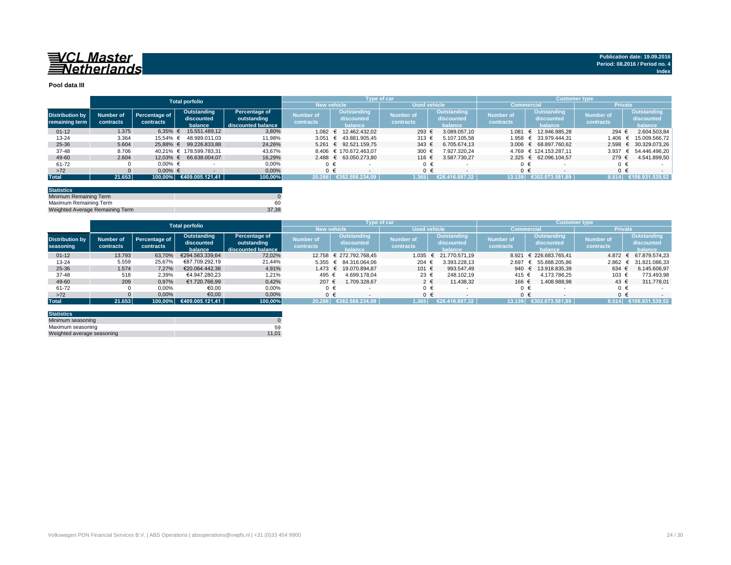VCL Master Netherlands

Publication date: 19.09.2016
Period: 08.2016 / Period no. 4
Index

## Pool data III

| | Total porfolio | | | | Type of car | | | | Customer type | | | |
|---|---|---|---|---|---|---|---|---|---|---|---|---|
| | | | | | New vehicle | | Used vehicle | | Commercial | | Private | |
| **Distribution by remaining term** | **Number of contracts** | **Percentage of contracts** | **Outstanding discounted balance** | **Percentage of outstanding discounted balance** | **Number of contracts** | **Outstanding discounted balance** | **Number of contracts** | **Outstanding discounted balance** | **Number of contracts** | **Outstanding discounted balance** | **Number of contracts** | **Outstanding discounted balance** |
| 01-12 | 1.375 | 6,35% | € 15.551.489,12 | 3,80% | 1.082 | € 12.462.432,02 | 293 | € 3.089.057,10 | 1.081 | € 12.946.985,28 | 294 | € 2.604.503,84 |
| 13-24 | 3.364 | 15,54% | € 48.989.011,03 | 11,98% | 3.051 | € 43.881.905,45 | 313 | € 5.107.105,58 | 1.958 | € 33.979.444,31 | 1.406 | € 15.009.566,72 |
| 25-36 | 5.604 | 25,88% | € 99.226.833,88 | 24,26% | 5.261 | € 92.521.159,75 | 343 | € 6.705.674,13 | 3.006 | € 68.897.760,62 | 2.598 | € 30.329.073,26 |
| 37-48 | 8.706 | 40,21% | € 178.599.783,31 | 43,67% | 8.406 | € 170.672.463,07 | 300 | € 7.927.320,24 | 4.769 | € 124.153.287,11 | 3.937 | € 54.446.496,20 |
| 49-60 | 2.604 | 12,03% | € 66.638.004,07 | 16,29% | 2.488 | € 63.050.273,80 | 116 | € 3.587.730,27 | 2.325 | € 62.096.104,57 | 279 | € 4.541.899,50 |
| 61-72 | 0 | 0,00% | € - | 0,00% | 0 | € - | 0 | € - | 0 | € - | 0 | € - |
| >72 | 0 | 0,00% | € - | 0,00% | 0 | € - | 0 | € - | 0 | € - | 0 | € - |
| **Total** | **21.653** | **100,00%** | **€409.005.121,41** | **100,00%** | **20.288** | **€382.588.234,09** | **1.365** | **€26.416.887,32** | **13.139** | **€302.073.581,89** | **8.514** | **€106.931.539,52** |

| Statistics | |
|---|---|
| Minimum Remaining Term | 0 |
| Maximum Remaining Term | 60 |
| Weighted Average Remaining Term | 37,38 |

| | Total porfolio | | | | Type of car | | | | Customer type | | | |
|---|---|---|---|---|---|---|---|---|---|---|---|---|
| | | | | | New vehicle | | Used vehicle | | Commercial | | Private | |
| **Distribution by seasoning** | **Number of contracts** | **Percentage of contracts** | **Outstanding discounted balance** | **Percentage of outstanding discounted balance** | **Number of contracts** | **Outstanding discounted balance** | **Number of contracts** | **Outstanding discounted balance** | **Number of contracts** | **Outstanding discounted balance** | **Number of contracts** | **Outstanding discounted balance** |
| 01-12 | 13.793 | 63,70% | €294.563.339,64 | 72,02% | 12.758 | € 272.792.768,45 | 1.035 | € 21.770.571,19 | 8.921 | € 226.683.765,41 | 4.872 | € 67.879.574,23 |
| 13-24 | 5.559 | 25,67% | €87.709.292,19 | 21,44% | 5.355 | € 84.316.064,06 | 204 | € 3.393.228,13 | 2.697 | € 55.888.205,86 | 2.862 | € 31.821.086,33 |
| 25-36 | 1.574 | 7,27% | €20.064.442,36 | 4,91% | 1.473 | € 19.070.894,87 | 101 | € 993.547,49 | 940 | € 13.918.835,39 | 634 | € 6.145.606,97 |
| 37-48 | 518 | 2,39% | €4.947.280,23 | 1,21% | 495 | € 4.699.178,04 | 23 | € 248.102,19 | 415 | € 4.173.786,25 | 103 | € 773.493,98 |
| 49-60 | 209 | 0,97% | €1.720.766,99 | 0,42% | 207 | € 1.709.328,67 | 2 | € 11.438,32 | 166 | € 1.408.988,98 | 43 | € 311.778,01 |
| 61-72 | 0 | 0,00% | €0,00 | 0,00% | 0 | € - | 0 | € - | 0 | € - | 0 | € - |
| >72 | 0 | 0,00% | €0,00 | 0,00% | 0 | € - | 0 | € - | 0 | € - | 0 | € - |
| **Total** | **21.653** | **100,00%** | **€409.005.121,41** | **100,00%** | **20.288** | **€382.588.234,09** | **1.365** | **€26.416.887,32** | **13.139** | **€302.073.581,89** | **8.514** | **€106.931.539,52** |

| Statistics | |
|---|---|
| Minimum seasoning | 0 |
| Maximum seasoning | 59 |
| Weighted average seasoning | 11,01 |

Volkswagen PON Financial Services B.V. | ABS Operations | absoperations@vwpfs.nl | +31 (0)33 454 9900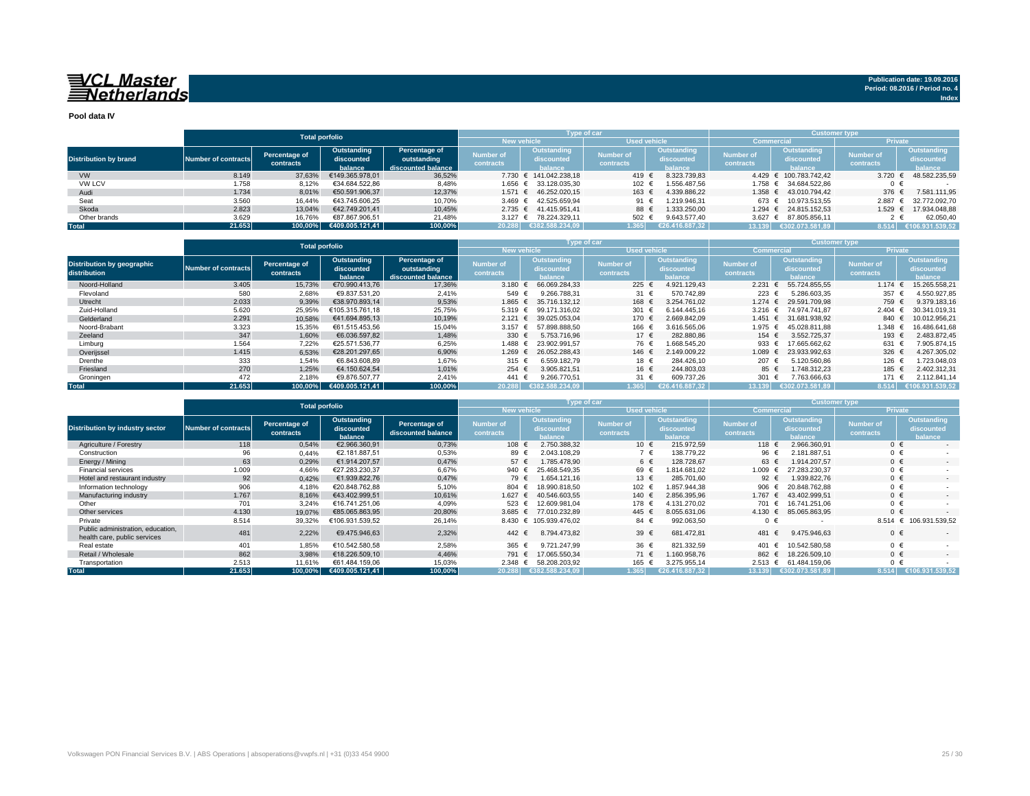**VCL Master Netherlands**

**Publication date: 19.09.2016**
**Period: 08.2016 / Period no. 4**
**Index**

**Pool data IV**

| Distribution by brand | Total porfolio | | | | Type of car | | | | Customer type | | | |
|---|---|---|---|---|---|---|---|---|---|---|---|---|
| | | | | | New vehicle | | Used vehicle | | Commercial | | Private | |
| | Number of contracts | Percentage of contracts | Outstanding discounted balance | Percentage of outstanding discounted balance | Number of contracts | Outstanding discounted balance | Number of contracts | Outstanding discounted balance | Number of contracts | Outstanding discounted balance | Number of contracts | Outstanding discounted balance |
| VW | 8.149 | 37,63% | €149.365.978,01 | 36,52% | 7.730 | € 141.042.238,18 | 419 | € 8.323.739,83 | 4.429 | € 100.783.742,42 | 3.720 | € 48.582.235,59 |
| VW LCV | 1.758 | 8,12% | €34.684.522,86 | 8,48% | 1.656 | € 33.128.035,30 | 102 | € 1.556.487,56 | 1.758 | € 34.684.522,86 | 0 | € - |
| Audi | 1.734 | 8,01% | €50.591.906,37 | 12,37% | 1.571 | € 46.252.020,15 | 163 | € 4.339.886,22 | 1.358 | € 43.010.794,42 | 376 | € 7.581.111,95 |
| Seat | 3.560 | 16,44% | €43.745.606,25 | 10,70% | 3.469 | € 42.525.659,94 | 91 | € 1.219.946,31 | 673 | € 10.973.513,55 | 2.887 | € 32.772.092,70 |
| Skoda | 2.823 | 13,04% | €42.749.201,41 | 10,45% | 2.735 | € 41.415.951,41 | 88 | € 1.333.250,00 | 1.294 | € 24.815.152,53 | 1.529 | € 17.934.048,88 |
| Other brands | 3.629 | 16,76% | €87.867.906,51 | 21,48% | 3.127 | € 78.224.329,11 | 502 | € 9.643.577,40 | 3.627 | € 87.805.856,11 | 2 | € 62.050,40 |
| **Total** | **21.653** | **100,00%** | **€409.005.121,41** | **100,00%** | **20.288** | **€382.588.234,09** | **1.365** | **€26.416.887,32** | **13.139** | **€302.073.581,89** | **8.514** | **€106.931.539,52** |

| Distribution by geographic distribution | Total porfolio | | | | Type of car | | | | Customer type | | | |
|---|---|---|---|---|---|---|---|---|---|---|---|---|
| | | | | | New vehicle | | Used vehicle | | Commercial | | Private | |
| | Number of contracts | Percentage of contracts | Outstanding discounted balance | Percentage of outstanding discounted balance | Number of contracts | Outstanding discounted balance | Number of contracts | Outstanding discounted balance | Number of contracts | Outstanding discounted balance | Number of contracts | Outstanding discounted balance |
| Noord-Holland | 3.405 | 15,73% | €70.990.413,76 | 17,36% | 3.180 | € 66.069.284,33 | 225 | € 4.921.129,43 | 2.231 | € 55.724.855,55 | 1.174 | € 15.265.558,21 |
| Flevoland | 580 | 2,68% | €9.837.531,20 | 2,41% | 549 | € 9.266.788,31 | 31 | € 570.742,89 | 223 | € 5.286.603,35 | 357 | € 4.550.927,85 |
| Utrecht | 2.033 | 9,39% | €38.970.893,14 | 9,53% | 1.865 | € 35.716.132,12 | 168 | € 3.254.761,02 | 1.274 | € 29.591.709,98 | 759 | € 9.379.183,16 |
| Zuid-Holland | 5.620 | 25,95% | €105.315.761,18 | 25,75% | 5.319 | € 99.171.316,02 | 301 | € 6.144.445,16 | 3.216 | € 74.974.741,87 | 2.404 | € 30.341.019,31 |
| Gelderland | 2.291 | 10,58% | €41.694.895,13 | 10,19% | 2.121 | € 39.025.053,04 | 170 | € 2.669.842,09 | 1.451 | € 31.681.938,92 | 840 | € 10.012.956,21 |
| Noord-Brabant | 3.323 | 15,35% | €61.515.453,56 | 15,04% | 3.157 | € 57.898.888,50 | 166 | € 3.616.565,06 | 1.975 | € 45.028.811,88 | 1.348 | € 16.486.641,68 |
| Zeeland | 347 | 1,60% | €6.036.597,82 | 1,48% | 330 | € 5.753.716,96 | 17 | € 282.880,86 | 154 | € 3.552.725,37 | 193 | € 2.483.872,45 |
| Limburg | 1.564 | 7,22% | €25.571.536,77 | 6,25% | 1.488 | € 23.902.991,57 | 76 | € 1.668.545,20 | 933 | € 17.665.662,62 | 631 | € 7.905.874,15 |
| Overijssel | 1.415 | 6,53% | €28.201.297,65 | 6,90% | 1.269 | € 26.052.288,43 | 146 | € 2.149.009,22 | 1.089 | € 23.933.992,63 | 326 | € 4.267.305,02 |
| Drenthe | 333 | 1,54% | €6.843.608,89 | 1,67% | 315 | € 6.559.182,79 | 18 | € 284.426,10 | 207 | € 5.120.560,86 | 126 | € 1.723.048,03 |
| Friesland | 270 | 1,25% | €4.150.624,54 | 1,01% | 254 | € 3.905.821,51 | 16 | € 244.803,03 | 85 | € 1.748.312,23 | 185 | € 2.402.312,31 |
| Groningen | 472 | 2,18% | €9.876.507,77 | 2,41% | 441 | € 9.266.770,51 | 31 | € 609.737,26 | 301 | € 7.763.666,63 | 171 | € 2.112.841,14 |
| **Total** | **21.653** | **100,00%** | **€409.005.121,41** | **100,00%** | **20.288** | **€382.588.234,09** | **1.365** | **€26.416.887,32** | **13.139** | **€302.073.581,89** | **8.514** | **€106.931.539,52** |

| Distribution by industry sector | Total porfolio | | | | Type of car | | | | Customer type | | | |
|---|---|---|---|---|---|---|---|---|---|---|---|---|
| | | | | | New vehicle | | Used vehicle | | Commercial | | Private | |
| | Number of contracts | Percentage of contracts | Outstanding discounted balance | Percentage of discounted balance | Number of contracts | Outstanding discounted balance | Number of contracts | Outstanding discounted balance | Number of contracts | Outstanding discounted balance | Number of contracts | Outstanding discounted balance |
| Agriculture / Forestry | 118 | 0,54% | €2.966.360,91 | 0,73% | 108 | € 2.750.388,32 | 10 | € 215.972,59 | 118 | € 2.966.360,91 | 0 | € - |
| Construction | 96 | 0,44% | €2.181.887,51 | 0,53% | 89 | € 2.043.108,29 | 7 | € 138.779,22 | 96 | € 2.181.887,51 | 0 | € - |
| Energy / Mining | 63 | 0,29% | €1.914.207,57 | 0,47% | 57 | € 1.785.478,90 | 6 | € 128.728,67 | 63 | € 1.914.207,57 | 0 | € - |
| Financial services | 1.009 | 4,66% | €27.283.230,37 | 6,67% | 940 | € 25.468.549,35 | 69 | € 1.814.681,02 | 1.009 | € 27.283.230,37 | 0 | € - |
| Hotel and restaurant industry | 92 | 0,42% | €1.939.822,76 | 0,47% | 79 | € 1.654.121,16 | 13 | € 285.701,60 | 92 | € 1.939.822,76 | 0 | € - |
| Information technology | 906 | 4,18% | €20.848.762,88 | 5,10% | 804 | € 18.990.818,50 | 102 | € 1.857.944,38 | 906 | € 20.848.762,88 | 0 | € - |
| Manufacturing industry | 1.767 | 8,16% | €43.402.999,51 | 10,61% | 1.627 | € 40.546.603,55 | 140 | € 2.856.395,96 | 1.767 | € 43.402.999,51 | 0 | € - |
| Other | 701 | 3,24% | €16.741.251,06 | 4,09% | 523 | € 12.609.981,04 | 178 | € 4.131.270,02 | 701 | € 16.741.251,06 | 0 | € - |
| Other services | 4.130 | 19,07% | €85.065.863,95 | 20,80% | 3.685 | € 77.010.232,89 | 445 | € 8.055.631,06 | 4.130 | € 85.065.863,95 | 0 | € - |
| Private | 8.514 | 39,32% | €106.931.539,52 | 26,14% | 8.430 | € 105.939.476,02 | 84 | € 992.063,50 | 0 | € - | 8.514 | € 106.931.539,52 |
| Public administration, education, health care, public services | 481 | 2,22% | €9.475.946,63 | 2,32% | 442 | € 8.794.473,82 | 39 | € 681.472,81 | 481 | € 9.475.946,63 | 0 | € - |
| Real estate | 401 | 1,85% | €10.542.580,58 | 2,58% | 365 | € 9.721.247,99 | 36 | € 821.332,59 | 401 | € 10.542.580,58 | 0 | € - |
| Retail / Wholesale | 862 | 3,98% | €18.226.509,10 | 4,46% | 791 | € 17.065.550,34 | 71 | € 1.160.958,76 | 862 | € 18.226.509,10 | 0 | € - |
| Transportation | 2.513 | 11,61% | €61.484.159,06 | 15,03% | 2.348 | € 58.208.203,92 | 165 | € 3.275.955,14 | 2.513 | € 61.484.159,06 | 0 | € - |
| **Total** | **21.653** | **100,00%** | **€409.005.121,41** | **100,00%** | **20.288** | **€382.588.234,09** | **1.365** | **€26.416.887,32** | **13.139** | **€302.073.581,89** | **8.514** | **€106.931.539,52** |

Volkswagen PON Financial Services B.V. | ABS Operations | absoperations@vwpfs.nl | +31 (0)33 454 9900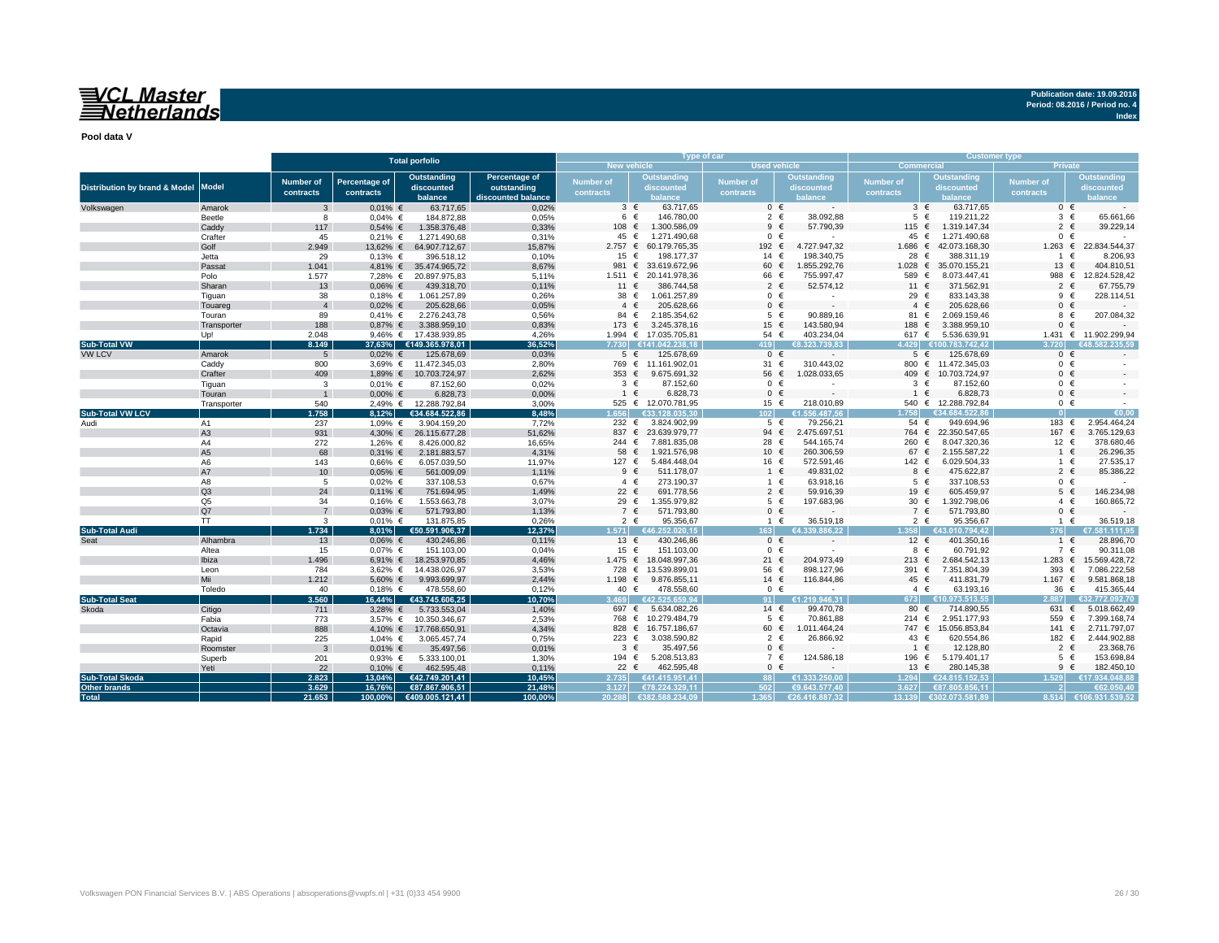**VCL Master Netherlands**

**Publication date: 19.09.2016**
**Period: 08.2016 / Period no. 4**
**Index**

**Pool data V**

| Distribution by brand & Model | Model | Total porfolio | | | | Type of car | | | | Customer type | | | |
|---|---|---|---|---|---|---|---|---|---|---|---|---|---|
| | | | | | | New vehicle | | Used vehicle | | Commercial | | Private | |
| | | Number of contracts | Percentage of contracts | Outstanding discounted balance | Percentage of outstanding discounted balance | Number of contracts | Outstanding discounted balance | Number of contracts | Outstanding discounted balance | Number of contracts | Outstanding discounted balance | Number of contracts | Outstanding discounted balance |
| Volkswagen | Amarok | 3 | 0,01% | € 63.717,65 | 0,02% | 3 | € 63.717,65 | 0 | € - | 3 | € 63.717,65 | 0 | € - |
| | Beetle | 8 | 0,04% | € 184.872,88 | 0,05% | 6 | € 146.780,00 | 2 | € 38.092,88 | 5 | € 119.211,22 | 3 | € 65.661,66 |
| | Caddy | 117 | 0,54% | € 1.358.376,48 | 0,33% | 108 | € 1.300.586,09 | 9 | € 57.790,39 | 115 | € 1.319.147,34 | 2 | € 39.229,14 |
| | Crafter | 45 | 0,21% | € 1.271.490,68 | 0,31% | 45 | € 1.271.490,68 | 0 | € - | 45 | € 1.271.490,68 | 0 | € - |
| | Golf | 2.949 | 13,62% | € 64.907.712,67 | 15,87% | 2.757 | € 60.179.765,35 | 192 | € 4.727.947,32 | 1.686 | € 42.073.168,30 | 1.263 | € 22.834.544,37 |
| | Jetta | 29 | 0,13% | € 396.518,12 | 0,10% | 15 | € 198.177,37 | 14 | € 198.340,75 | 28 | € 388.311,19 | 1 | € 8.206,93 |
| | Passat | 1.041 | 4,81% | € 35.474.965,72 | 8,67% | 981 | € 33.619.672,96 | 60 | € 1.855.292,76 | 1.028 | € 35.070.155,21 | 13 | € 404.810,51 |
| | Polo | 1.577 | 7,28% | € 20.897.975,83 | 5,11% | 1.511 | € 20.141.978,36 | 66 | € 755.997,47 | 589 | € 8.073.447,41 | 988 | € 12.824.528,42 |
| | Sharan | 13 | 0,06% | € 439.318,70 | 0,11% | 11 | € 386.744,58 | 2 | € 52.574,12 | 11 | € 371.562,91 | 2 | € 67.755,79 |
| | Tiguan | 38 | 0,18% | € 1.061.257,89 | 0,26% | 38 | € 1.061.257,89 | 0 | € - | 29 | € 833.143,38 | 9 | € 228.114,51 |
| | Touareg | 4 | 0,02% | € 205.628,66 | 0,05% | 4 | € 205.628,66 | 0 | € - | 4 | € 205.628,66 | 0 | € - |
| | Touran | 89 | 0,41% | € 2.276.243,78 | 0,56% | 84 | € 2.185.354,62 | 5 | € 90.889,16 | 81 | € 2.069.159,46 | 8 | € 207.084,32 |
| | Transporter | 188 | 0,87% | € 3.388.959,10 | 0,83% | 173 | € 3.245.378,16 | 15 | € 143.580,94 | 188 | € 3.388.959,10 | 0 | € - |
| | Up! | 2.048 | 9,46% | € 17.438.939,85 | 4,26% | 1.994 | € 17.035.705,81 | 54 | € 403.234,04 | 617 | € 5.536.639,91 | 1.431 | € 11.902.299,94 |
| **Sub-Total VW** | | **8.149** | **37,63%** | **€149.365.978,01** | **36,52%** | **7.730** | **€141.042.238,18** | **419** | **€8.323.739,83** | **4.429** | **€100.783.742,42** | **3.720** | **€48.582.235,59** |
| VW LCV | Amarok | 5 | 0,02% | € 125.678,69 | 0,03% | 5 | € 125.678,69 | 0 | € - | 5 | € 125.678,69 | 0 | € - |
| | Caddy | 800 | 3,69% | € 11.472.345,03 | 2,80% | 769 | € 11.161.902,01 | 31 | € 310.443,02 | 800 | € 11.472.345,03 | 0 | € - |
| | Crafter | 409 | 1,89% | € 10.703.724,97 | 2,62% | 353 | € 9.675.691,32 | 56 | € 1.028.033,65 | 409 | € 10.703.724,97 | 0 | € - |
| | Tiguan | 3 | 0,01% | € 87.152,60 | 0,02% | 3 | € 87.152,60 | 0 | € - | 3 | € 87.152,60 | 0 | € - |
| | Touran | 1 | 0,00% | € 6.828,73 | 0,00% | 1 | € 6.828,73 | 0 | € - | 1 | € 6.828,73 | 0 | € - |
| | Transporter | 540 | 2,49% | € 12.288.792,84 | 3,00% | 525 | € 12.070.781,95 | 15 | € 218.010,89 | 540 | € 12.288.792,84 | 0 | € - |
| **Sub-Total VW LCV** | | **1.758** | **8,12%** | **€34.684.522,86** | **8,48%** | **1.656** | **€33.128.035,30** | **102** | **€1.556.487,56** | **1.758** | **€34.684.522,86** | **0** | **€0,00** |
| Audi | A1 | 237 | 1,09% | € 3.904.159,20 | 7,72% | 232 | € 3.824.902,99 | 5 | € 79.256,21 | 54 | € 949.694,96 | 183 | € 2.954.464,24 |
| | A3 | 931 | 4,30% | € 26.115.677,28 | 51,62% | 837 | € 23.639.979,77 | 94 | € 2.475.697,51 | 764 | € 22.350.547,65 | 167 | € 3.765.129,63 |
| | A4 | 272 | 1,26% | € 8.426.000,82 | 16,65% | 244 | € 7.881.835,08 | 28 | € 544.165,74 | 260 | € 8.047.320,36 | 12 | € 378.680,46 |
| | A5 | 68 | 0,31% | € 2.181.883,57 | 4,31% | 58 | € 1.921.576,98 | 10 | € 260.306,59 | 67 | € 2.155.587,22 | 1 | € 26.296,35 |
| | A6 | 143 | 0,66% | € 6.057.039,50 | 11,97% | 127 | € 5.484.448,04 | 16 | € 572.591,46 | 142 | € 6.029.504,33 | 1 | € 27.535,17 |
| | A7 | 10 | 0,05% | € 561.009,09 | 1,11% | 9 | € 511.178,07 | 1 | € 49.831,02 | 8 | € 475.622,87 | 2 | € 85.386,22 |
| | A8 | 5 | 0,02% | € 337.108,53 | 0,67% | 4 | € 273.190,37 | 1 | € 63.918,16 | 5 | € 337.108,53 | 0 | € - |
| | Q3 | 24 | 0,11% | € 751.694,95 | 1,49% | 22 | € 691.778,56 | 2 | € 59.916,39 | 19 | € 605.459,97 | 5 | € 146.234,98 |
| | Q5 | 34 | 0,16% | € 1.553.663,78 | 3,07% | 29 | € 1.355.979,82 | 5 | € 197.683,96 | 30 | € 1.392.798,06 | 4 | € 160.865,72 |
| | Q7 | 7 | 0,03% | € 571.793,80 | 1,13% | 7 | € 571.793,80 | 0 | € - | 7 | € 571.793,80 | 0 | € - |
| | TT | 3 | 0,01% | € 131.875,85 | 0,26% | 2 | € 95.356,67 | 1 | € 36.519,18 | 2 | € 95.356,67 | 1 | € 36.519,18 |
| **Sub-Total Audi** | | **1.734** | **8,01%** | **€50.591.906,37** | **12,37%** | **1.571** | **€46.252.020,15** | **163** | **€4.339.886,22** | **1.358** | **€43.010.794,42** | **376** | **€7.581.111,95** |
| Seat | Alhambra | 13 | 0,06% | € 430.246,86 | 0,11% | 13 | € 430.246,86 | 0 | € - | 12 | € 401.350,16 | 1 | € 28.896,70 |
| | Altea | 15 | 0,07% | € 151.103,00 | 0,04% | 15 | € 151.103,00 | 0 | € - | 8 | € 60.791,92 | 7 | € 90.311,08 |
| | Ibiza | 1.496 | 6,91% | € 18.253.970,85 | 4,46% | 1.475 | € 18.048.997,36 | 21 | € 204.973,49 | 213 | € 2.684.542,13 | 1.283 | € 15.569.428,72 |
| | Leon | 784 | 3,62% | € 14.438.026,97 | 3,53% | 728 | € 13.539.899,01 | 56 | € 898.127,96 | 391 | € 7.351.804,39 | 393 | € 7.086.222,58 |
| | Mii | 1.212 | 5,60% | € 9.993.699,97 | 2,44% | 1.198 | € 9.876.855,11 | 14 | € 116.844,86 | 45 | € 411.831,79 | 1.167 | € 9.581.868,18 |
| | Toledo | 40 | 0,18% | € 478.558,60 | 0,12% | 40 | € 478.558,60 | 0 | € - | 4 | € 63.193,16 | 36 | € 415.365,44 |
| **Sub-Total Seat** | | **3.560** | **16,44%** | **€43.745.606,25** | **10,70%** | **3.469** | **€42.525.659,94** | **91** | **€1.219.946,31** | **673** | **€10.973.513,55** | **2.887** | **€32.772.092,70** |
| Skoda | Citigo | 711 | 3,28% | € 5.733.553,04 | 1,40% | 697 | € 5.634.082,26 | 14 | € 99.470,78 | 80 | € 714.890,55 | 631 | € 5.018.662,49 |
| | Fabia | 773 | 3,57% | € 10.350.346,67 | 2,53% | 768 | € 10.279.484,79 | 5 | € 70.861,88 | 214 | € 2.951.177,93 | 559 | € 7.399.168,74 |
| | Octavia | 888 | 4,10% | € 17.768.650,91 | 4,34% | 828 | € 16.757.186,67 | 60 | € 1.011.464,24 | 747 | € 15.056.853,84 | 141 | € 2.711.797,07 |
| | Rapid | 225 | 1,04% | € 3.065.457,74 | 0,75% | 223 | € 3.038.590,82 | 2 | € 26.866,92 | 43 | € 620.554,86 | 182 | € 2.444.902,88 |
| | Roomster | 3 | 0,01% | € 35.497,56 | 0,01% | 3 | € 35.497,56 | 0 | € - | 1 | € 12.128,80 | 2 | € 23.368,76 |
| | Superb | 201 | 0,93% | € 5.333.100,01 | 1,30% | 194 | € 5.208.513,83 | 7 | € 124.586,18 | 196 | € 5.179.401,17 | 5 | € 153.698,84 |
| | Yeti | 22 | 0,10% | € 462.595,48 | 0,11% | 22 | € 462.595,48 | 0 | € - | 13 | € 280.145,38 | 9 | € 182.450,10 |
| **Sub-Total Skoda** | | **2.823** | **13,04%** | **€42.749.201,41** | **10,45%** | **2.735** | **€41.415.951,41** | **88** | **€1.333.250,00** | **1.294** | **€24.815.152,53** | **1.529** | **€17.934.048,88** |
| **Other brands** | | **3.629** | **16,76%** | **€87.867.906,51** | **21,48%** | **3.127** | **€78.224.329,11** | **502** | **€9.643.577,40** | **3.627** | **€87.805.856,11** | **2** | **€62.050,40** |
| **Total** | | **21.653** | **100,00%** | **€409.005.121,41** | **100,00%** | **20.288** | **€382.588.234,09** | **1.365** | **€26.416.887,32** | **13.139** | **€302.073.581,89** | **8.514** | **€106.931.539,52** |

Volkswagen PON Financial Services B.V. | ABS Operations | absoperations@vwpfs.nl | +31 (0)33 454 9900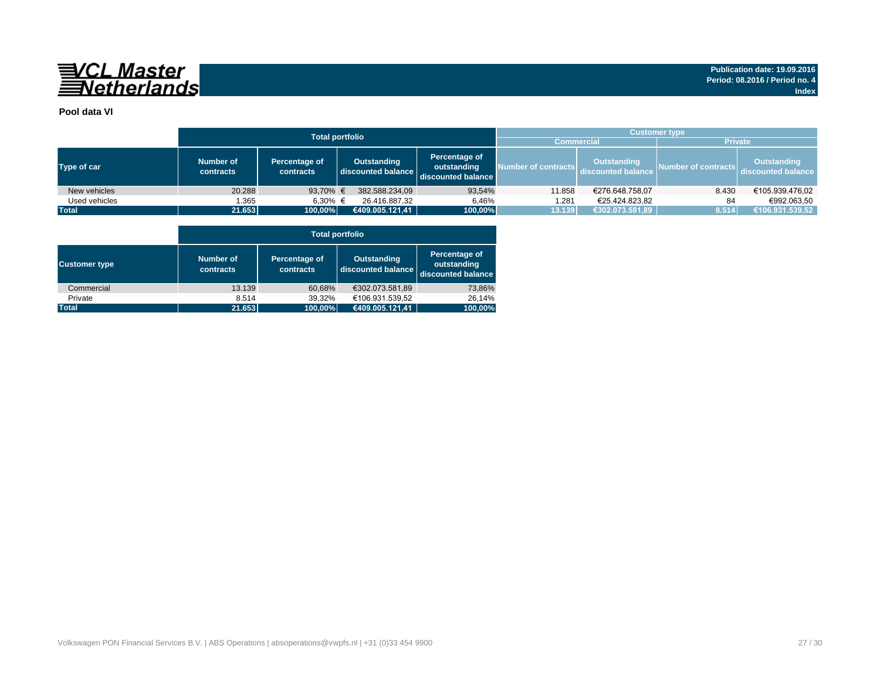VCL Master Netherlands

Publication date: 19.09.2016
Period: 08.2016 / Period no. 4
Index

**Pool data VI**

| | Total portfolio | | | | Customer type | | | |
|---|---|---|---|---|---|---|---|---|
| | | | | | Commercial | | Private | |
| Type of car | Number of contracts | Percentage of contracts | Outstanding discounted balance | Percentage of outstanding discounted balance | Number of contracts | Outstanding discounted balance | Number of contracts | Outstanding discounted balance |
| New vehicles | 20.288 | 93,70% | € 382.588.234,09 | 93,54% | 11.858 | €276.648.758,07 | 8.430 | €105.939.476,02 |
| Used vehicles | 1.365 | 6,30% | € 26.416.887,32 | 6,46% | 1.281 | €25.424.823,82 | 84 | €992.063,50 |
| **Total** | **21.653** | **100,00%** | **€409.005.121,41** | **100,00%** | **13.139** | **€302.073.581,89** | **8.514** | **€106.931.539,52** |

| | Total portfolio | | | |
|---|---|---|---|---|
| Customer type | Number of contracts | Percentage of contracts | Outstanding discounted balance | Percentage of outstanding discounted balance |
| Commercial | 13.139 | 60,68% | €302.073.581,89 | 73,86% |
| Private | 8.514 | 39,32% | €106.931.539,52 | 26,14% |
| **Total** | **21.653** | **100,00%** | **€409.005.121,41** | **100,00%** |

Volkswagen PON Financial Services B.V. | ABS Operations | absoperations@vwpfs.nl | +31 (0)33 454 9900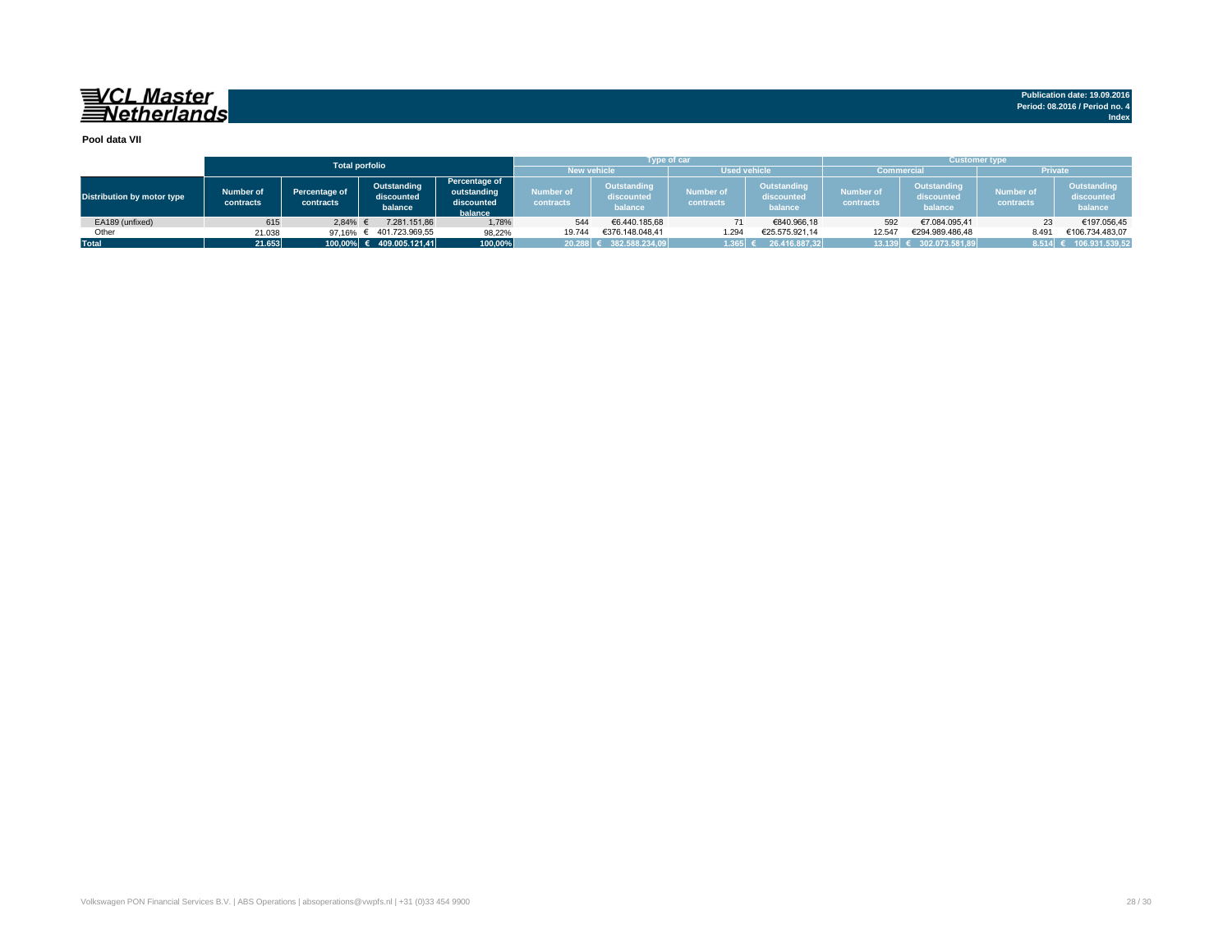VCL Master Netherlands

Publication date: 19.09.2016
Period: 08.2016 / Period no. 4
Index

**Pool data VII**

| Distribution by motor type | Total porfolio | | | | Type of car | | | | Customer type | | | |
|---|---|---|---|---|---|---|---|---|---|---|---|---|
| | | | | | New vehicle | | Used vehicle | | Commercial | | Private | |
| | Number of contracts | Percentage of contracts | Outstanding discounted balance | Percentage of outstanding discounted balance | Number of contracts | Outstanding discounted balance | Number of contracts | Outstanding discounted balance | Number of contracts | Outstanding discounted balance | Number of contracts | Outstanding discounted balance |
| EA189 (unfixed) | 615 | 2,84% | € 7.281.151,86 | 1,78% | 544 | €6.440.185,68 | 71 | €840.966,18 | 592 | €7.084.095,41 | 23 | €197.056,45 |
| Other | 21.038 | 97,16% | € 401.723.969,55 | 98,22% | 19.744 | €376.148.048,41 | 1.294 | €25.575.921,14 | 12.547 | €294.989.486,48 | 8.491 | €106.734.483,07 |
| **Total** | **21.653** | **100,00%** | **€ 409.005.121,41** | **100,00%** | **20.288** | **€ 382.588.234,09** | **1.365** | **€ 26.416.887,32** | **13.139** | **€ 302.073.581,89** | **8.514** | **€ 106.931.539,52** |

Volkswagen PON Financial Services B.V. | ABS Operations | absoperations@vwpfs.nl | +31 (0)33 454 9900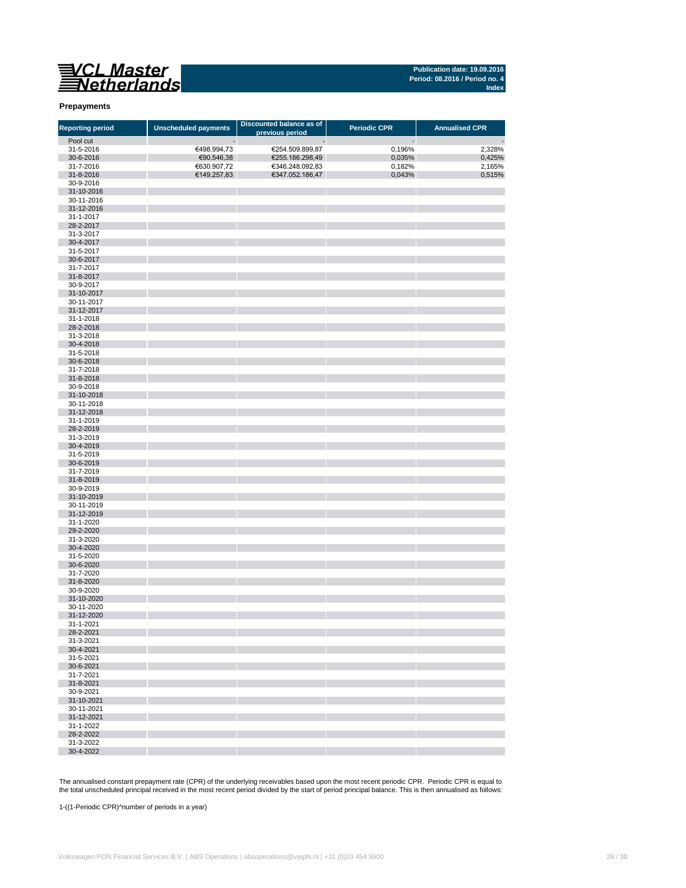VCL Master Netherlands

Publication date: 19.09.2016
Period: 08.2016 / Period no. 4
Index

**Prepayments**

| Reporting period | Unscheduled payments | Discounted balance as of previous period | Periodic CPR | Annualised CPR |
|---|---|---|---|---|
| Pool cut | - | - | - | - |
| 31-5-2016 | €498.994,73 | €254.509.899,87 | 0,196% | 2,328% |
| 30-6-2016 | €90.546,38 | €255.186.298,49 | 0,035% | 0,425% |
| 31-7-2016 | €630.907,72 | €346.248.092,83 | 0,182% | 2,165% |
| 31-8-2016 | €149.257,83 | €347.052.186,47 | 0,043% | 0,515% |
| 30-9-2016 | | | | |
| 31-10-2016 | | | | |
| 30-11-2016 | | | | |
| 31-12-2016 | | | | |
| 31-1-2017 | | | | |
| 28-2-2017 | | | | |
| 31-3-2017 | | | | |
| 30-4-2017 | | | | |
| 31-5-2017 | | | | |
| 30-6-2017 | | | | |
| 31-7-2017 | | | | |
| 31-8-2017 | | | | |
| 30-9-2017 | | | | |
| 31-10-2017 | | | | |
| 30-11-2017 | | | | |
| 31-12-2017 | | | | |
| 31-1-2018 | | | | |
| 28-2-2018 | | | | |
| 31-3-2018 | | | | |
| 30-4-2018 | | | | |
| 31-5-2018 | | | | |
| 30-6-2018 | | | | |
| 31-7-2018 | | | | |
| 31-8-2018 | | | | |
| 30-9-2018 | | | | |
| 31-10-2018 | | | | |
| 30-11-2018 | | | | |
| 31-12-2018 | | | | |
| 31-1-2019 | | | | |
| 28-2-2019 | | | | |
| 31-3-2019 | | | | |
| 30-4-2019 | | | | |
| 31-5-2019 | | | | |
| 30-6-2019 | | | | |
| 31-7-2019 | | | | |
| 31-8-2019 | | | | |
| 30-9-2019 | | | | |
| 31-10-2019 | | | | |
| 30-11-2019 | | | | |
| 31-12-2019 | | | | |
| 31-1-2020 | | | | |
| 29-2-2020 | | | | |
| 31-3-2020 | | | | |
| 30-4-2020 | | | | |
| 31-5-2020 | | | | |
| 30-6-2020 | | | | |
| 31-7-2020 | | | | |
| 31-8-2020 | | | | |
| 30-9-2020 | | | | |
| 31-10-2020 | | | | |
| 30-11-2020 | | | | |
| 31-12-2020 | | | | |
| 31-1-2021 | | | | |
| 28-2-2021 | | | | |
| 31-3-2021 | | | | |
| 30-4-2021 | | | | |
| 31-5-2021 | | | | |
| 30-6-2021 | | | | |
| 31-7-2021 | | | | |
| 31-8-2021 | | | | |
| 30-9-2021 | | | | |
| 31-10-2021 | | | | |
| 30-11-2021 | | | | |
| 31-12-2021 | | | | |
| 31-1-2022 | | | | |
| 28-2-2022 | | | | |
| 31-3-2022 | | | | |
| 30-4-2022 | | | | |

The annualised constant prepayment rate (CPR) of the underlying receivables based upon the most recent periodic CPR. Periodic CPR is equal to the total unscheduled principal received in the most recent period divided by the start of period principal balance. This is then annualised as follows:

1-((1-Periodic CPR)^number of periods in a year)

Volkswagen PON Financial Services B.V. | ABS Operations | absoperations@vwpfs.nl | +31 (0)33 454 9900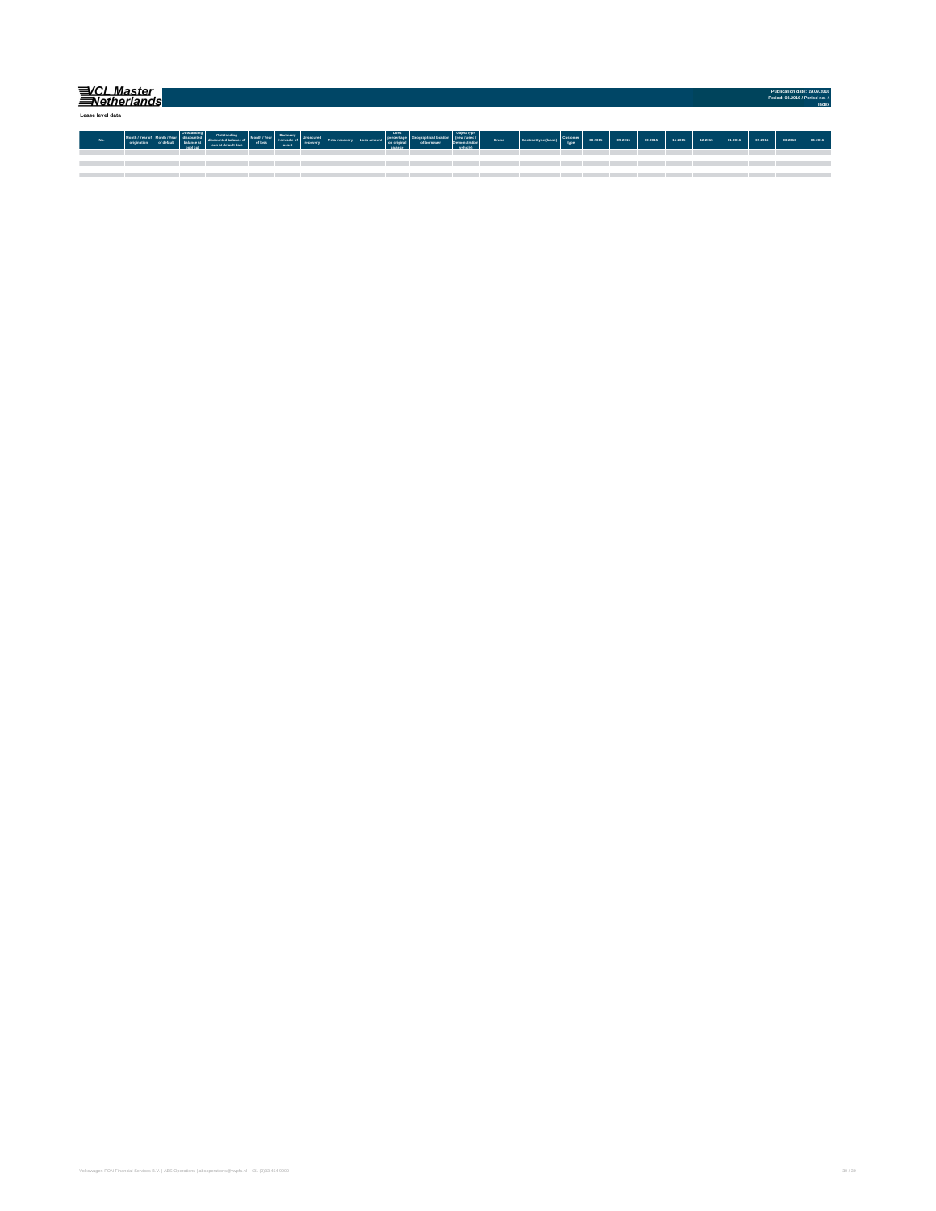**VCL Master Netherlands**

Publication date: 19.09.2016
Period: 08.2016 / Period no. 4
Index

**Lease level data**

| No. | Month / Year of origination | Month / Year of default | Outstanding discounted balance at point out | Outstanding discounted balance of loan at default date | Month / Year of loss | Recovery from sale of asset | Unsecured recovery | Total recovery | Loss amount | Loss percentage on original balance | Geographical location of borrower | Object type (new / used / Demonstration vehicle) | Brand | Contract type (lease) | Customer type | 08-2015 | 09-2015 | 10-2015 | 11-2015 | 12-2015 | 01-2016 | 02-2016 | 03-2016 | 04-2016 |
|---|---|---|---|---|---|---|---|---|---|---|---|---|---|---|---|---|---|---|---|---|---|---|---|---|
| | | | | | | | | | | | | | | | | | | | | | | | | |